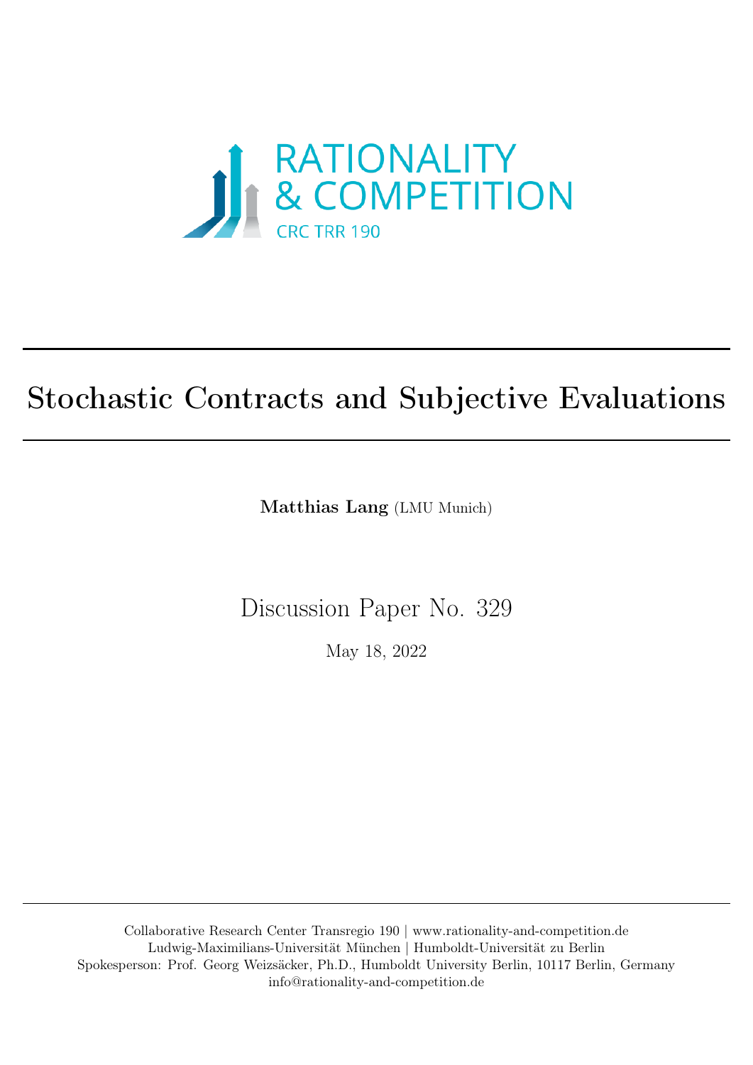RATIONALITY & COMPETITION

CRC TRR 190

# Stochastic Contracts and Subjective Evaluations

**Matthias Lang** (LMU Munich)

Discussion Paper No. 329

May 18, 2022

Collaborative Research Center Transregio 190 | www.rationality-and-competition.de
Ludwig-Maximilians-Universität München | Humboldt-Universität zu Berlin
Spokesperson: Prof. Georg Weizsäcker, Ph.D., Humboldt University Berlin, 10117 Berlin, Germany
info@rationality-and-competition.de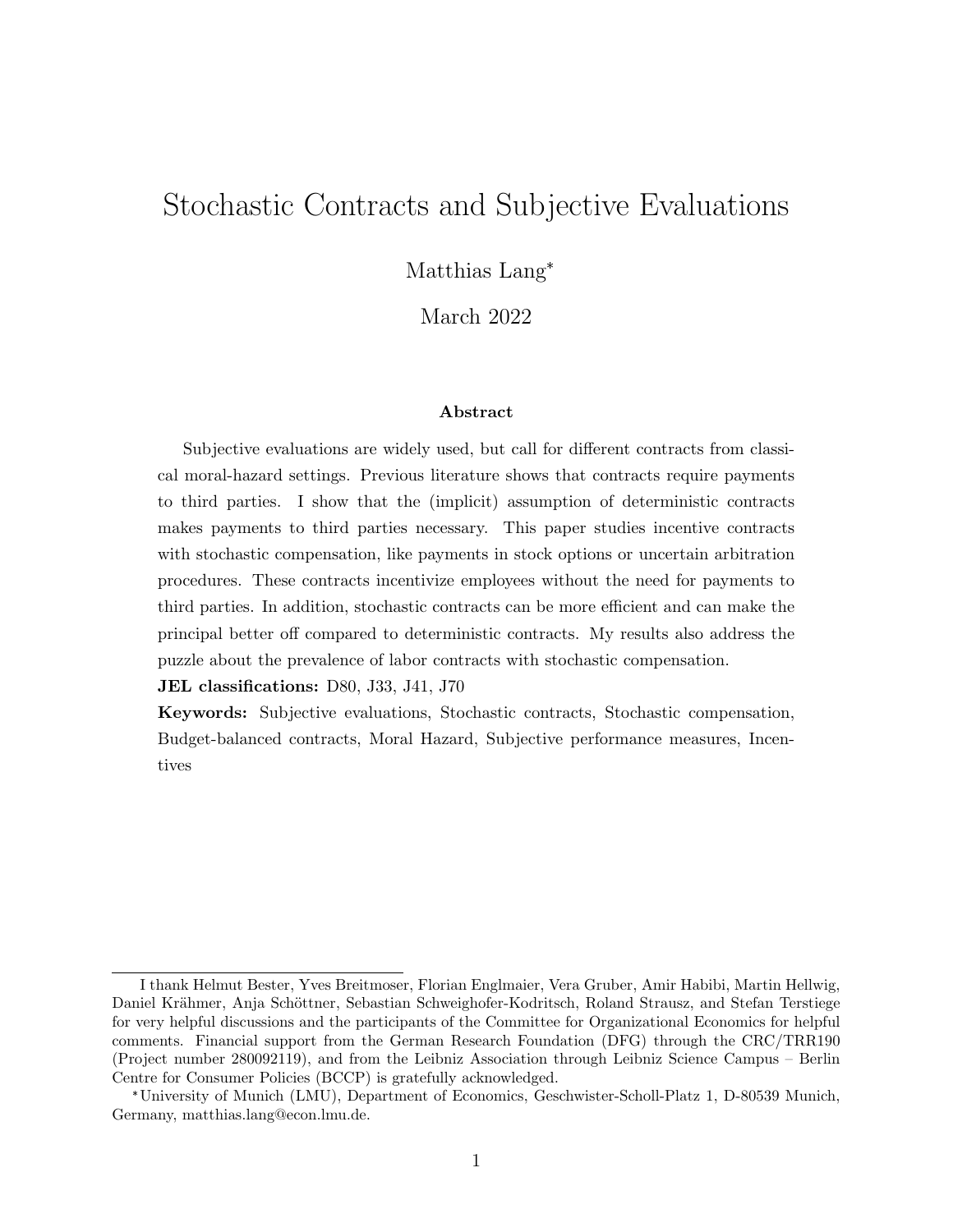# Stochastic Contracts and Subjective Evaluations

Matthias Lang*

March 2022

### Abstract

Subjective evaluations are widely used, but call for different contracts from classical moral-hazard settings. Previous literature shows that contracts require payments to third parties. I show that the (implicit) assumption of deterministic contracts makes payments to third parties necessary. This paper studies incentive contracts with stochastic compensation, like payments in stock options or uncertain arbitration procedures. These contracts incentivize employees without the need for payments to third parties. In addition, stochastic contracts can be more efficient and can make the principal better off compared to deterministic contracts. My results also address the puzzle about the prevalence of labor contracts with stochastic compensation.

**JEL classifications:** D80, J33, J41, J70

**Keywords:** Subjective evaluations, Stochastic contracts, Stochastic compensation, Budget-balanced contracts, Moral Hazard, Subjective performance measures, Incentives

---

I thank Helmut Bester, Yves Breitmoser, Florian Englmaier, Vera Gruber, Amir Habibi, Martin Hellwig, Daniel Krähmer, Anja Schöttner, Sebastian Schweighofer-Kodritsch, Roland Strausz, and Stefan Terstiege for very helpful discussions and the participants of the Committee for Organizational Economics for helpful comments. Financial support from the German Research Foundation (DFG) through the CRC/TRR190 (Project number 280092119), and from the Leibniz Association through Leibniz Science Campus – Berlin Centre for Consumer Policies (BCCP) is gratefully acknowledged.

*University of Munich (LMU), Department of Economics, Geschwister-Scholl-Platz 1, D-80539 Munich, Germany, matthias.lang@econ.lmu.de.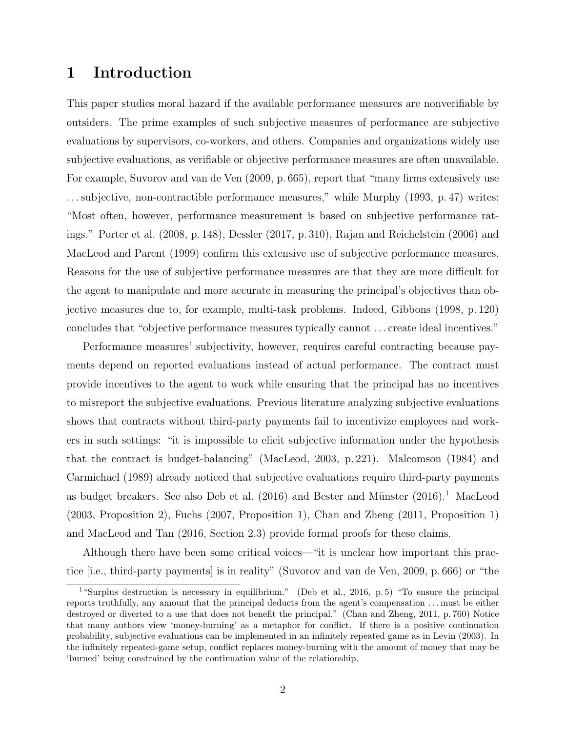# 1 Introduction

This paper studies moral hazard if the available performance measures are nonverifiable by outsiders. The prime examples of such subjective measures of performance are subjective evaluations by supervisors, co-workers, and others. Companies and organizations widely use subjective evaluations, as verifiable or objective performance measures are often unavailable. For example, Suvorov and van de Ven (2009, p. 665), report that "many firms extensively use . . . subjective, non-contractible performance measures," while Murphy (1993, p. 47) writes: "Most often, however, performance measurement is based on subjective performance ratings." Porter et al. (2008, p. 148), Dessler (2017, p. 310), Rajan and Reichelstein (2006) and MacLeod and Parent (1999) confirm this extensive use of subjective performance measures. Reasons for the use of subjective performance measures are that they are more difficult for the agent to manipulate and more accurate in measuring the principal's objectives than objective measures due to, for example, multi-task problems. Indeed, Gibbons (1998, p. 120) concludes that "objective performance measures typically cannot . . . create ideal incentives."

Performance measures' subjectivity, however, requires careful contracting because payments depend on reported evaluations instead of actual performance. The contract must provide incentives to the agent to work while ensuring that the principal has no incentives to misreport the subjective evaluations. Previous literature analyzing subjective evaluations shows that contracts without third-party payments fail to incentivize employees and workers in such settings: "it is impossible to elicit subjective information under the hypothesis that the contract is budget-balancing" (MacLeod, 2003, p. 221). Malcomson (1984) and Carmichael (1989) already noticed that subjective evaluations require third-party payments as budget breakers. See also Deb et al. (2016) and Bester and Münster (2016).[1] MacLeod (2003, Proposition 2), Fuchs (2007, Proposition 1), Chan and Zheng (2011, Proposition 1) and MacLeod and Tan (2016, Section 2.3) provide formal proofs for these claims.

Although there have been some critical voices—"it is unclear how important this practice [i.e., third-party payments] is in reality" (Suvorov and van de Ven, 2009, p. 666) or "the

[1] "Surplus destruction is necessary in equilibrium." (Deb et al., 2016, p. 5) "To ensure the principal reports truthfully, any amount that the principal deducts from the agent's compensation . . . must be either destroyed or diverted to a use that does not benefit the principal." (Chan and Zheng, 2011, p. 760) Notice that many authors view 'money-burning' as a metaphor for conflict. If there is a positive continuation probability, subjective evaluations can be implemented in an infinitely repeated game as in Levin (2003). In the infinitely repeated-game setup, conflict replaces money-burning with the amount of money that may be 'burned' being constrained by the continuation value of the relationship.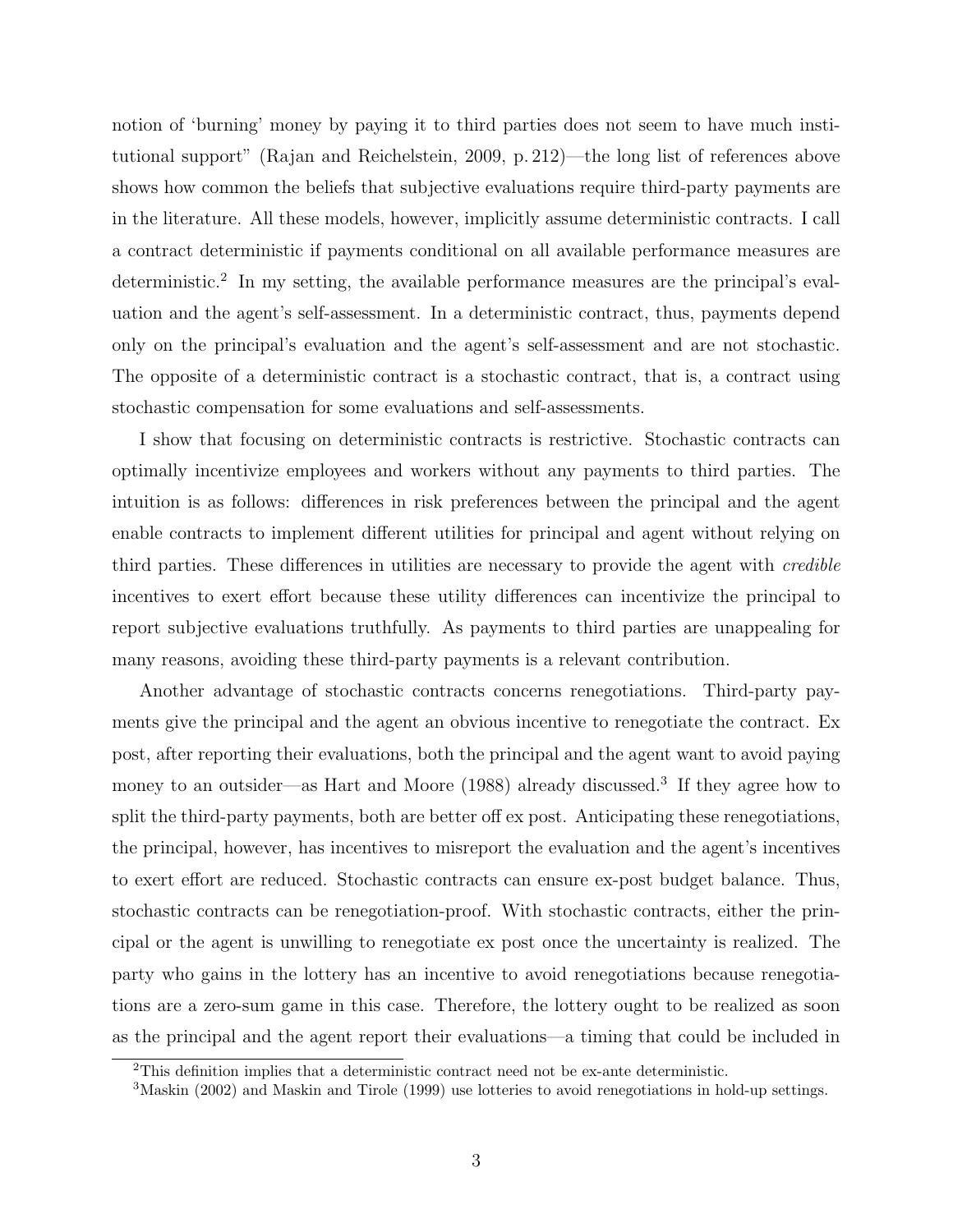notion of 'burning' money by paying it to third parties does not seem to have much institutional support" (Rajan and Reichelstein, 2009, p. 212)—the long list of references above shows how common the beliefs that subjective evaluations require third-party payments are in the literature. All these models, however, implicitly assume deterministic contracts. I call a contract deterministic if payments conditional on all available performance measures are deterministic.[2] In my setting, the available performance measures are the principal's evaluation and the agent's self-assessment. In a deterministic contract, thus, payments depend only on the principal's evaluation and the agent's self-assessment and are not stochastic. The opposite of a deterministic contract is a stochastic contract, that is, a contract using stochastic compensation for some evaluations and self-assessments.

I show that focusing on deterministic contracts is restrictive. Stochastic contracts can optimally incentivize employees and workers without any payments to third parties. The intuition is as follows: differences in risk preferences between the principal and the agent enable contracts to implement different utilities for principal and agent without relying on third parties. These differences in utilities are necessary to provide the agent with *credible* incentives to exert effort because these utility differences can incentivize the principal to report subjective evaluations truthfully. As payments to third parties are unappealing for many reasons, avoiding these third-party payments is a relevant contribution.

Another advantage of stochastic contracts concerns renegotiations. Third-party payments give the principal and the agent an obvious incentive to renegotiate the contract. Ex post, after reporting their evaluations, both the principal and the agent want to avoid paying money to an outsider—as Hart and Moore (1988) already discussed.[3] If they agree how to split the third-party payments, both are better off ex post. Anticipating these renegotiations, the principal, however, has incentives to misreport the evaluation and the agent's incentives to exert effort are reduced. Stochastic contracts can ensure ex-post budget balance. Thus, stochastic contracts can be renegotiation-proof. With stochastic contracts, either the principal or the agent is unwilling to renegotiate ex post once the uncertainty is realized. The party who gains in the lottery has an incentive to avoid renegotiations because renegotiations are a zero-sum game in this case. Therefore, the lottery ought to be realized as soon as the principal and the agent report their evaluations—a timing that could be included in

[2] This definition implies that a deterministic contract need not be ex-ante deterministic.

[3] Maskin (2002) and Maskin and Tirole (1999) use lotteries to avoid renegotiations in hold-up settings.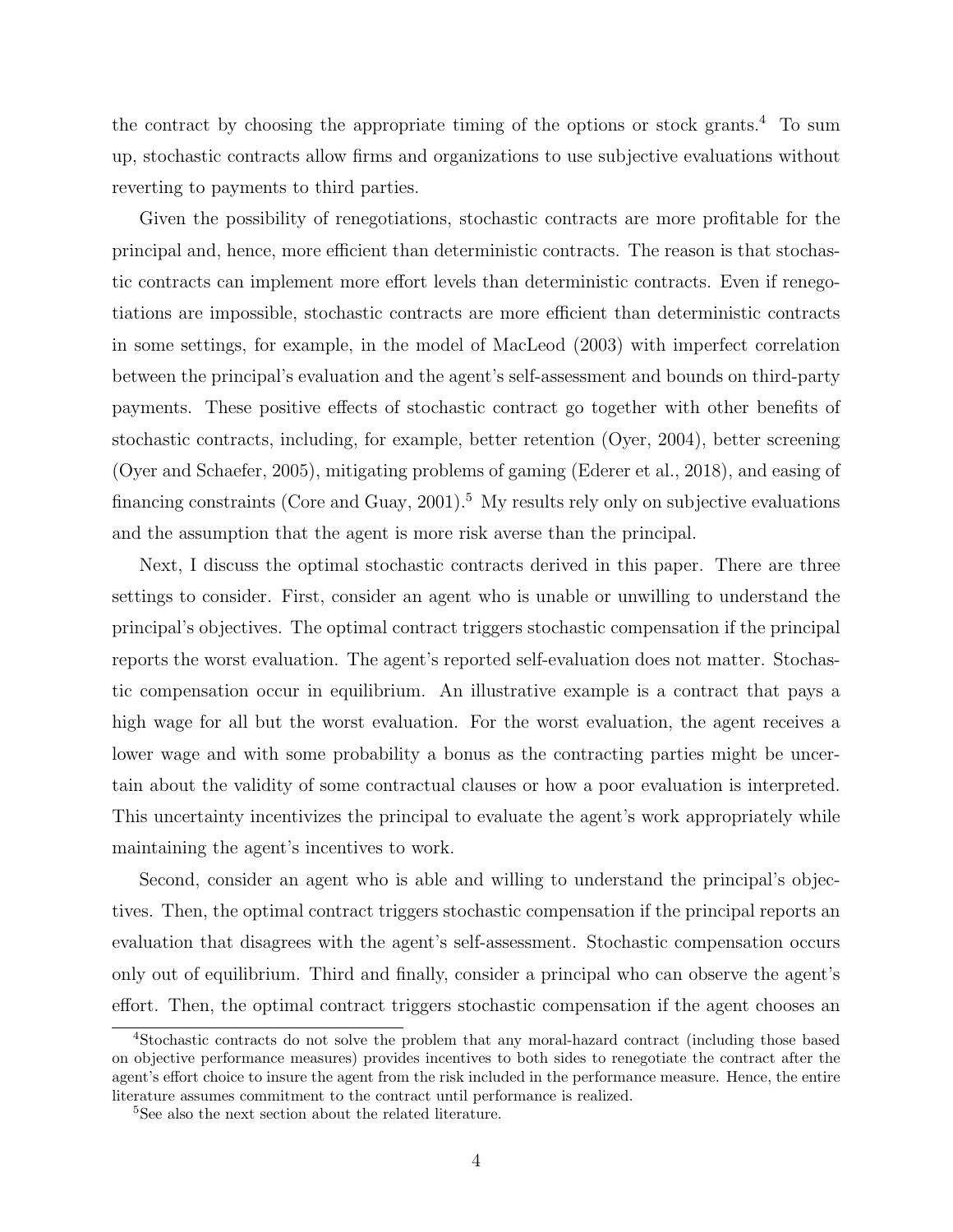the contract by choosing the appropriate timing of the options or stock grants.[4] To sum up, stochastic contracts allow firms and organizations to use subjective evaluations without reverting to payments to third parties.

Given the possibility of renegotiations, stochastic contracts are more profitable for the principal and, hence, more efficient than deterministic contracts. The reason is that stochastic contracts can implement more effort levels than deterministic contracts. Even if renegotiations are impossible, stochastic contracts are more efficient than deterministic contracts in some settings, for example, in the model of MacLeod (2003) with imperfect correlation between the principal's evaluation and the agent's self-assessment and bounds on third-party payments. These positive effects of stochastic contract go together with other benefits of stochastic contracts, including, for example, better retention (Oyer, 2004), better screening (Oyer and Schaefer, 2005), mitigating problems of gaming (Ederer et al., 2018), and easing of financing constraints (Core and Guay, 2001).[5] My results rely only on subjective evaluations and the assumption that the agent is more risk averse than the principal.

Next, I discuss the optimal stochastic contracts derived in this paper. There are three settings to consider. First, consider an agent who is unable or unwilling to understand the principal's objectives. The optimal contract triggers stochastic compensation if the principal reports the worst evaluation. The agent's reported self-evaluation does not matter. Stochastic compensation occur in equilibrium. An illustrative example is a contract that pays a high wage for all but the worst evaluation. For the worst evaluation, the agent receives a lower wage and with some probability a bonus as the contracting parties might be uncertain about the validity of some contractual clauses or how a poor evaluation is interpreted. This uncertainty incentivizes the principal to evaluate the agent's work appropriately while maintaining the agent's incentives to work.

Second, consider an agent who is able and willing to understand the principal's objectives. Then, the optimal contract triggers stochastic compensation if the principal reports an evaluation that disagrees with the agent's self-assessment. Stochastic compensation occurs only out of equilibrium. Third and finally, consider a principal who can observe the agent's effort. Then, the optimal contract triggers stochastic compensation if the agent chooses an

[4] Stochastic contracts do not solve the problem that any moral-hazard contract (including those based on objective performance measures) provides incentives to both sides to renegotiate the contract after the agent's effort choice to insure the agent from the risk included in the performance measure. Hence, the entire literature assumes commitment to the contract until performance is realized.

[5] See also the next section about the related literature.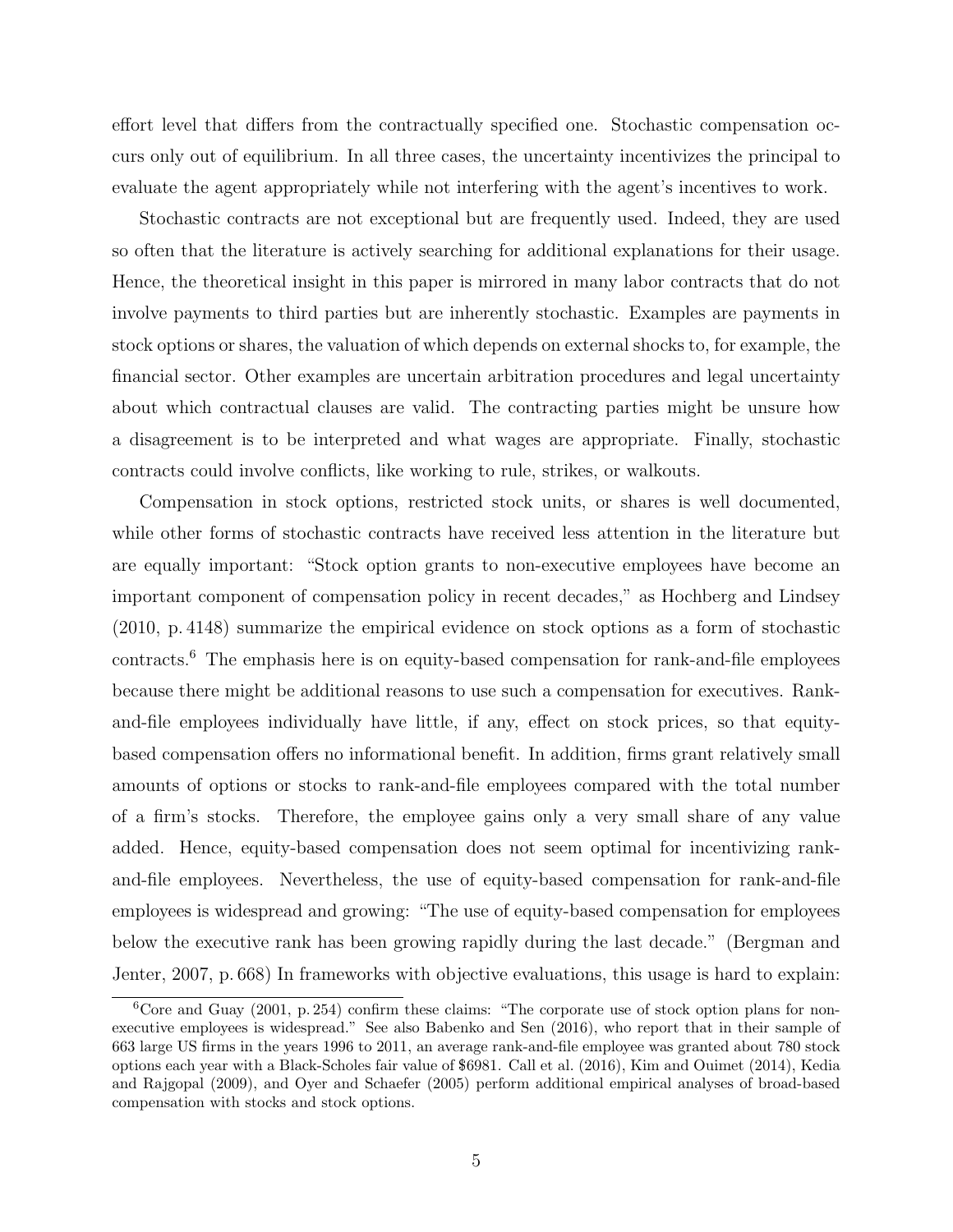effort level that differs from the contractually specified one. Stochastic compensation occurs only out of equilibrium. In all three cases, the uncertainty incentivizes the principal to evaluate the agent appropriately while not interfering with the agent's incentives to work.

Stochastic contracts are not exceptional but are frequently used. Indeed, they are used so often that the literature is actively searching for additional explanations for their usage. Hence, the theoretical insight in this paper is mirrored in many labor contracts that do not involve payments to third parties but are inherently stochastic. Examples are payments in stock options or shares, the valuation of which depends on external shocks to, for example, the financial sector. Other examples are uncertain arbitration procedures and legal uncertainty about which contractual clauses are valid. The contracting parties might be unsure how a disagreement is to be interpreted and what wages are appropriate. Finally, stochastic contracts could involve conflicts, like working to rule, strikes, or walkouts.

Compensation in stock options, restricted stock units, or shares is well documented, while other forms of stochastic contracts have received less attention in the literature but are equally important: "Stock option grants to non-executive employees have become an important component of compensation policy in recent decades," as Hochberg and Lindsey (2010, p. 4148) summarize the empirical evidence on stock options as a form of stochastic contracts.[6] The emphasis here is on equity-based compensation for rank-and-file employees because there might be additional reasons to use such a compensation for executives. Rank-and-file employees individually have little, if any, effect on stock prices, so that equity-based compensation offers no informational benefit. In addition, firms grant relatively small amounts of options or stocks to rank-and-file employees compared with the total number of a firm's stocks. Therefore, the employee gains only a very small share of any value added. Hence, equity-based compensation does not seem optimal for incentivizing rank-and-file employees. Nevertheless, the use of equity-based compensation for rank-and-file employees is widespread and growing: "The use of equity-based compensation for employees below the executive rank has been growing rapidly during the last decade." (Bergman and Jenter, 2007, p. 668) In frameworks with objective evaluations, this usage is hard to explain:

[6] Core and Guay (2001, p. 254) confirm these claims: "The corporate use of stock option plans for non-executive employees is widespread." See also Babenko and Sen (2016), who report that in their sample of 663 large US firms in the years 1996 to 2011, an average rank-and-file employee was granted about 780 stock options each year with a Black-Scholes fair value of $6981. Call et al. (2016), Kim and Ouimet (2014), Kedia and Rajgopal (2009), and Oyer and Schaefer (2005) perform additional empirical analyses of broad-based compensation with stocks and stock options.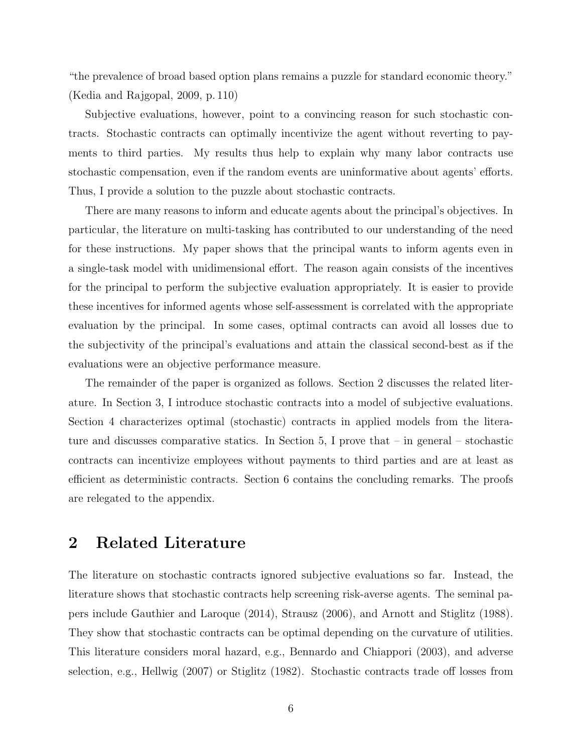"the prevalence of broad based option plans remains a puzzle for standard economic theory." (Kedia and Rajgopal, 2009, p. 110)

Subjective evaluations, however, point to a convincing reason for such stochastic contracts. Stochastic contracts can optimally incentivize the agent without reverting to payments to third parties. My results thus help to explain why many labor contracts use stochastic compensation, even if the random events are uninformative about agents' efforts. Thus, I provide a solution to the puzzle about stochastic contracts.

There are many reasons to inform and educate agents about the principal's objectives. In particular, the literature on multi-tasking has contributed to our understanding of the need for these instructions. My paper shows that the principal wants to inform agents even in a single-task model with unidimensional effort. The reason again consists of the incentives for the principal to perform the subjective evaluation appropriately. It is easier to provide these incentives for informed agents whose self-assessment is correlated with the appropriate evaluation by the principal. In some cases, optimal contracts can avoid all losses due to the subjectivity of the principal's evaluations and attain the classical second-best as if the evaluations were an objective performance measure.

The remainder of the paper is organized as follows. Section 2 discusses the related literature. In Section 3, I introduce stochastic contracts into a model of subjective evaluations. Section 4 characterizes optimal (stochastic) contracts in applied models from the literature and discusses comparative statics. In Section 5, I prove that – in general – stochastic contracts can incentivize employees without payments to third parties and are at least as efficient as deterministic contracts. Section 6 contains the concluding remarks. The proofs are relegated to the appendix.

## 2 Related Literature

The literature on stochastic contracts ignored subjective evaluations so far. Instead, the literature shows that stochastic contracts help screening risk-averse agents. The seminal papers include Gauthier and Laroque (2014), Strausz (2006), and Arnott and Stiglitz (1988). They show that stochastic contracts can be optimal depending on the curvature of utilities. This literature considers moral hazard, e.g., Bennardo and Chiappori (2003), and adverse selection, e.g., Hellwig (2007) or Stiglitz (1982). Stochastic contracts trade off losses from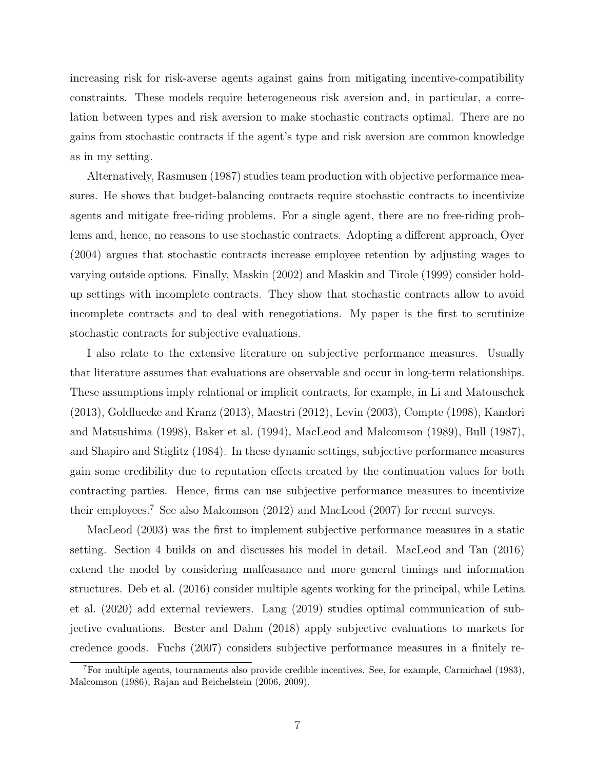increasing risk for risk-averse agents against gains from mitigating incentive-compatibility constraints. These models require heterogeneous risk aversion and, in particular, a correlation between types and risk aversion to make stochastic contracts optimal. There are no gains from stochastic contracts if the agent's type and risk aversion are common knowledge as in my setting.

Alternatively, Rasmusen (1987) studies team production with objective performance measures. He shows that budget-balancing contracts require stochastic contracts to incentivize agents and mitigate free-riding problems. For a single agent, there are no free-riding problems and, hence, no reasons to use stochastic contracts. Adopting a different approach, Oyer (2004) argues that stochastic contracts increase employee retention by adjusting wages to varying outside options. Finally, Maskin (2002) and Maskin and Tirole (1999) consider hold-up settings with incomplete contracts. They show that stochastic contracts allow to avoid incomplete contracts and to deal with renegotiations. My paper is the first to scrutinize stochastic contracts for subjective evaluations.

I also relate to the extensive literature on subjective performance measures. Usually that literature assumes that evaluations are observable and occur in long-term relationships. These assumptions imply relational or implicit contracts, for example, in Li and Matouschek (2013), Goldluecke and Kranz (2013), Maestri (2012), Levin (2003), Compte (1998), Kandori and Matsushima (1998), Baker et al. (1994), MacLeod and Malcomson (1989), Bull (1987), and Shapiro and Stiglitz (1984). In these dynamic settings, subjective performance measures gain some credibility due to reputation effects created by the continuation values for both contracting parties. Hence, firms can use subjective performance measures to incentivize their employees.[7] See also Malcomson (2012) and MacLeod (2007) for recent surveys.

MacLeod (2003) was the first to implement subjective performance measures in a static setting. Section 4 builds on and discusses his model in detail. MacLeod and Tan (2016) extend the model by considering malfeasance and more general timings and information structures. Deb et al. (2016) consider multiple agents working for the principal, while Letina et al. (2020) add external reviewers. Lang (2019) studies optimal communication of subjective evaluations. Bester and Dahm (2018) apply subjective evaluations to markets for credence goods. Fuchs (2007) considers subjective performance measures in a finitely re-

[7]For multiple agents, tournaments also provide credible incentives. See, for example, Carmichael (1983), Malcomson (1986), Rajan and Reichelstein (2006, 2009).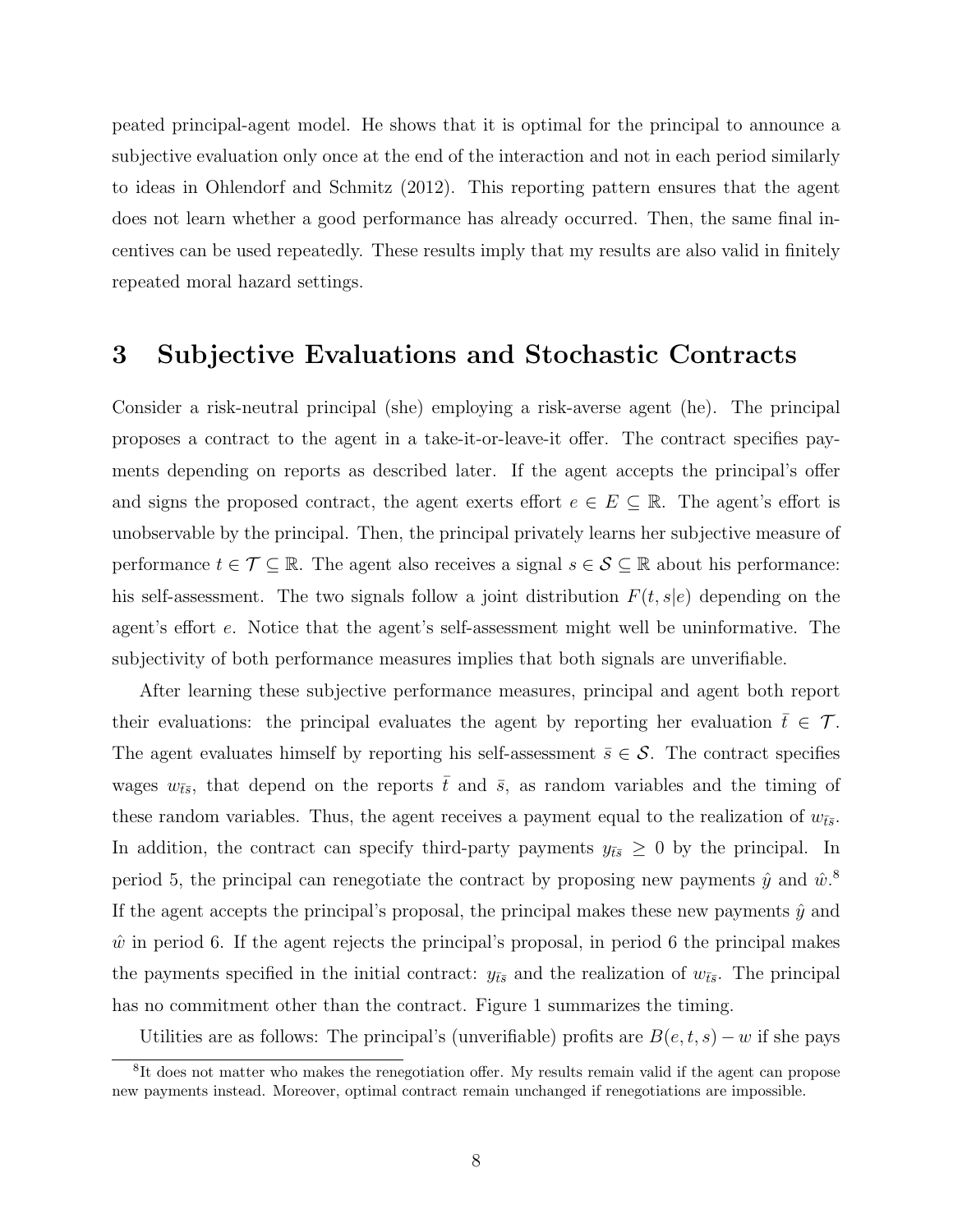peated principal-agent model. He shows that it is optimal for the principal to announce a subjective evaluation only once at the end of the interaction and not in each period similarly to ideas in Ohlendorf and Schmitz (2012). This reporting pattern ensures that the agent does not learn whether a good performance has already occurred. Then, the same final incentives can be used repeatedly. These results imply that my results are also valid in finitely repeated moral hazard settings.

# 3 Subjective Evaluations and Stochastic Contracts

Consider a risk-neutral principal (she) employing a risk-averse agent (he). The principal proposes a contract to the agent in a take-it-or-leave-it offer. The contract specifies payments depending on reports as described later. If the agent accepts the principal's offer and signs the proposed contract, the agent exerts effort $e \in E \subseteq \mathbb{R}$. The agent's effort is unobservable by the principal. Then, the principal privately learns her subjective measure of performance $t \in \mathcal{T} \subseteq \mathbb{R}$. The agent also receives a signal $s \in \mathcal{S} \subseteq \mathbb{R}$ about his performance: his self-assessment. The two signals follow a joint distribution $F(t, s|e)$ depending on the agent's effort $e$. Notice that the agent's self-assessment might well be uninformative. The subjectivity of both performance measures implies that both signals are unverifiable.

After learning these subjective performance measures, principal and agent both report their evaluations: the principal evaluates the agent by reporting her evaluation $\bar{t} \in \mathcal{T}$. The agent evaluates himself by reporting his self-assessment $\bar{s} \in \mathcal{S}$. The contract specifies wages $w_{\bar{t}\bar{s}}$, that depend on the reports $\bar{t}$ and $\bar{s}$, as random variables and the timing of these random variables. Thus, the agent receives a payment equal to the realization of $w_{\bar{t}\bar{s}}$. In addition, the contract can specify third-party payments $y_{\bar{t}\bar{s}} \geq 0$ by the principal. In period 5, the principal can renegotiate the contract by proposing new payments $\hat{y}$ and $\hat{w}$.[8] If the agent accepts the principal's proposal, the principal makes these new payments $\hat{y}$ and $\hat{w}$ in period 6. If the agent rejects the principal's proposal, in period 6 the principal makes the payments specified in the initial contract: $y_{\bar{t}\bar{s}}$ and the realization of $w_{\bar{t}\bar{s}}$. The principal has no commitment other than the contract. Figure 1 summarizes the timing.

Utilities are as follows: The principal's (unverifiable) profits are $B(e, t, s) - w$ if she pays

[8]It does not matter who makes the renegotiation offer. My results remain valid if the agent can propose new payments instead. Moreover, optimal contract remain unchanged if renegotiations are impossible.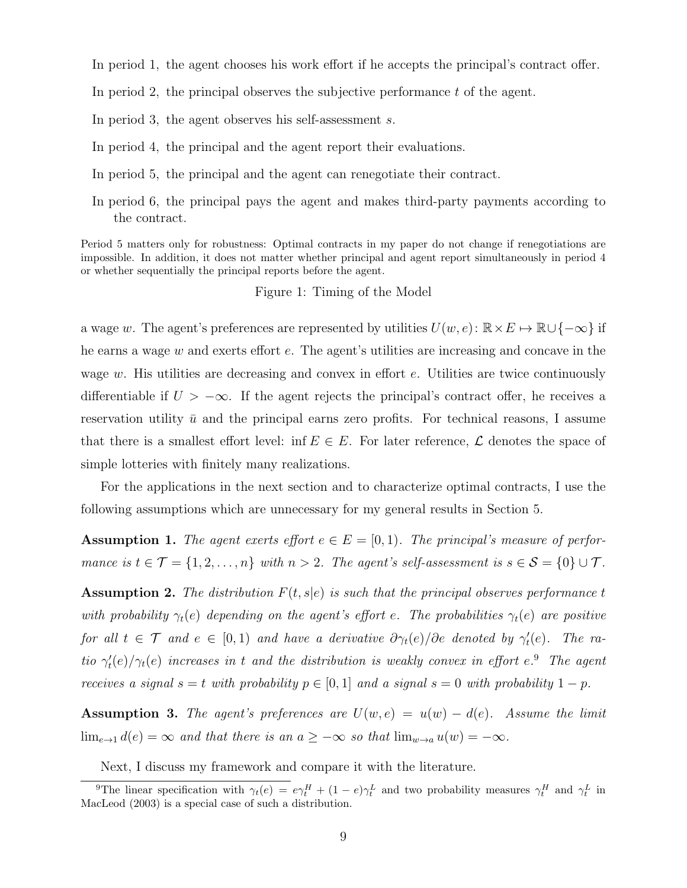In period 1, the agent chooses his work effort if he accepts the principal's contract offer.

In period 2, the principal observes the subjective performance $t$ of the agent.

In period 3, the agent observes his self-assessment $s$.

In period 4, the principal and the agent report their evaluations.

In period 5, the principal and the agent can renegotiate their contract.

In period 6, the principal pays the agent and makes third-party payments according to the contract.

Period 5 matters only for robustness: Optimal contracts in my paper do not change if renegotiations are impossible. In addition, it does not matter whether principal and agent report simultaneously in period 4 or whether sequentially the principal reports before the agent.

Figure 1: Timing of the Model

a wage $w$. The agent's preferences are represented by utilities $U(w, e) \colon \mathbb{R} \times E \mapsto \mathbb{R} \cup \{-\infty\}$ if he earns a wage $w$ and exerts effort $e$. The agent's utilities are increasing and concave in the wage $w$. His utilities are decreasing and convex in effort $e$. Utilities are twice continuously differentiable if $U > -\infty$. If the agent rejects the principal's contract offer, he receives a reservation utility $\bar{u}$ and the principal earns zero profits. For technical reasons, I assume that there is a smallest effort level: $\inf E \in E$. For later reference, $\mathcal{L}$ denotes the space of simple lotteries with finitely many realizations.

For the applications in the next section and to characterize optimal contracts, I use the following assumptions which are unnecessary for my general results in Section 5.

**Assumption 1.** *The agent exerts effort $e \in E = [0, 1)$. The principal's measure of performance is $t \in \mathcal{T} = \{1, 2, \ldots, n\}$ with $n > 2$. The agent's self-assessment is $s \in \mathcal{S} = \{0\} \cup \mathcal{T}$.*

**Assumption 2.** *The distribution $F(t, s|e)$ is such that the principal observes performance $t$ with probability $\gamma_t(e)$ depending on the agent's effort $e$. The probabilities $\gamma_t(e)$ are positive for all $t \in \mathcal{T}$ and $e \in [0, 1)$ and have a derivative $\partial \gamma_t(e)/\partial e$ denoted by $\gamma_t'(e)$. The ratio $\gamma_t'(e)/\gamma_t(e)$ increases in $t$ and the distribution is weakly convex in effort $e$.*[9] *The agent receives a signal $s = t$ with probability $p \in [0, 1]$ and a signal $s = 0$ with probability $1 - p$.*

**Assumption 3.** *The agent's preferences are $U(w, e) = u(w) - d(e)$. Assume the limit $\lim_{e \to 1} d(e) = \infty$ and that there is an $a \geq -\infty$ so that $\lim_{w \to a} u(w) = -\infty$.*

Next, I discuss my framework and compare it with the literature.

[9] The linear specification with $\gamma_t(e) = e\gamma_t^H + (1 - e)\gamma_t^L$ and two probability measures $\gamma_t^H$ and $\gamma_t^L$ in MacLeod (2003) is a special case of such a distribution.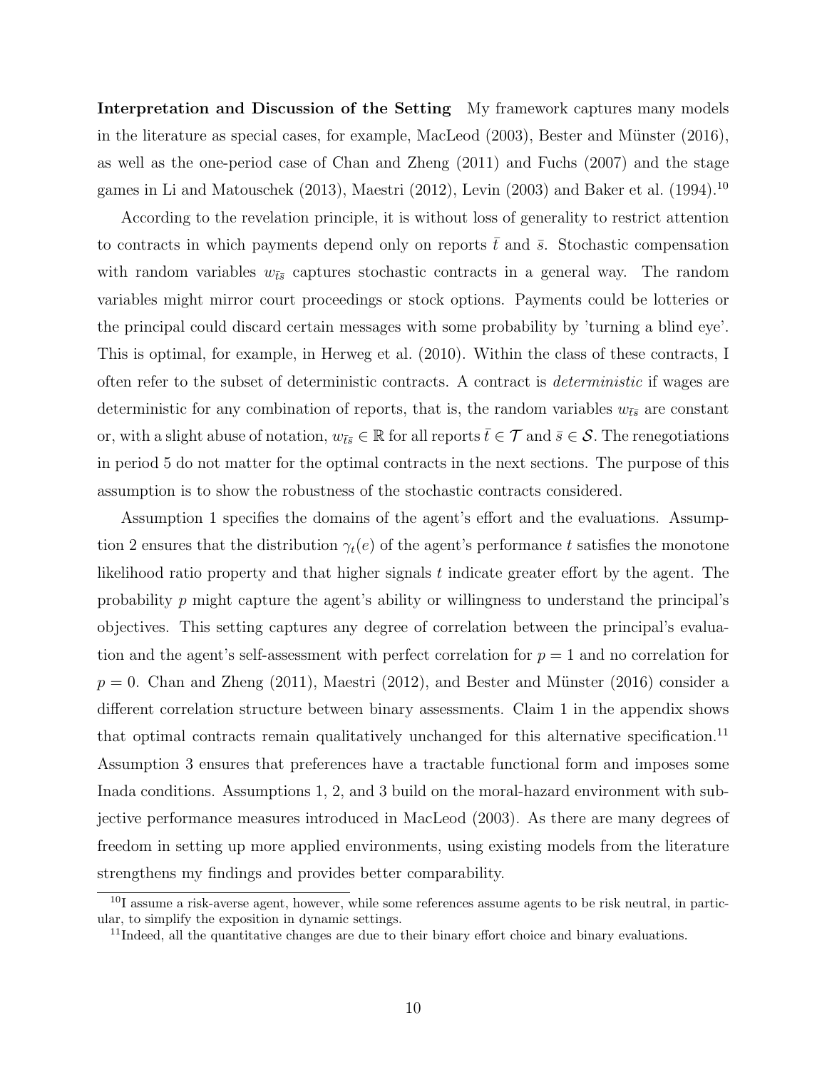**Interpretation and Discussion of the Setting** My framework captures many models in the literature as special cases, for example, MacLeod (2003), Bester and Münster (2016), as well as the one-period case of Chan and Zheng (2011) and Fuchs (2007) and the stage games in Li and Matouschek (2013), Maestri (2012), Levin (2003) and Baker et al. (1994).[10]

According to the revelation principle, it is without loss of generality to restrict attention to contracts in which payments depend only on reports $\bar{t}$ and $\bar{s}$. Stochastic compensation with random variables $w_{\bar{t}\bar{s}}$ captures stochastic contracts in a general way. The random variables might mirror court proceedings or stock options. Payments could be lotteries or the principal could discard certain messages with some probability by 'turning a blind eye'. This is optimal, for example, in Herweg et al. (2010). Within the class of these contracts, I often refer to the subset of deterministic contracts. A contract is *deterministic* if wages are deterministic for any combination of reports, that is, the random variables $w_{\bar{t}\bar{s}}$ are constant or, with a slight abuse of notation, $w_{\bar{t}\bar{s}} \in \mathbb{R}$ for all reports $\bar{t} \in \mathcal{T}$ and $\bar{s} \in \mathcal{S}$. The renegotiations in period 5 do not matter for the optimal contracts in the next sections. The purpose of this assumption is to show the robustness of the stochastic contracts considered.

Assumption 1 specifies the domains of the agent's effort and the evaluations. Assumption 2 ensures that the distribution $\gamma_t(e)$ of the agent's performance $t$ satisfies the monotone likelihood ratio property and that higher signals $t$ indicate greater effort by the agent. The probability $p$ might capture the agent's ability or willingness to understand the principal's objectives. This setting captures any degree of correlation between the principal's evaluation and the agent's self-assessment with perfect correlation for $p = 1$ and no correlation for $p = 0$. Chan and Zheng (2011), Maestri (2012), and Bester and Münster (2016) consider a different correlation structure between binary assessments. Claim 1 in the appendix shows that optimal contracts remain qualitatively unchanged for this alternative specification.[11] Assumption 3 ensures that preferences have a tractable functional form and imposes some Inada conditions. Assumptions 1, 2, and 3 build on the moral-hazard environment with subjective performance measures introduced in MacLeod (2003). As there are many degrees of freedom in setting up more applied environments, using existing models from the literature strengthens my findings and provides better comparability.

[10] I assume a risk-averse agent, however, while some references assume agents to be risk neutral, in particular, to simplify the exposition in dynamic settings.

[11] Indeed, all the quantitative changes are due to their binary effort choice and binary evaluations.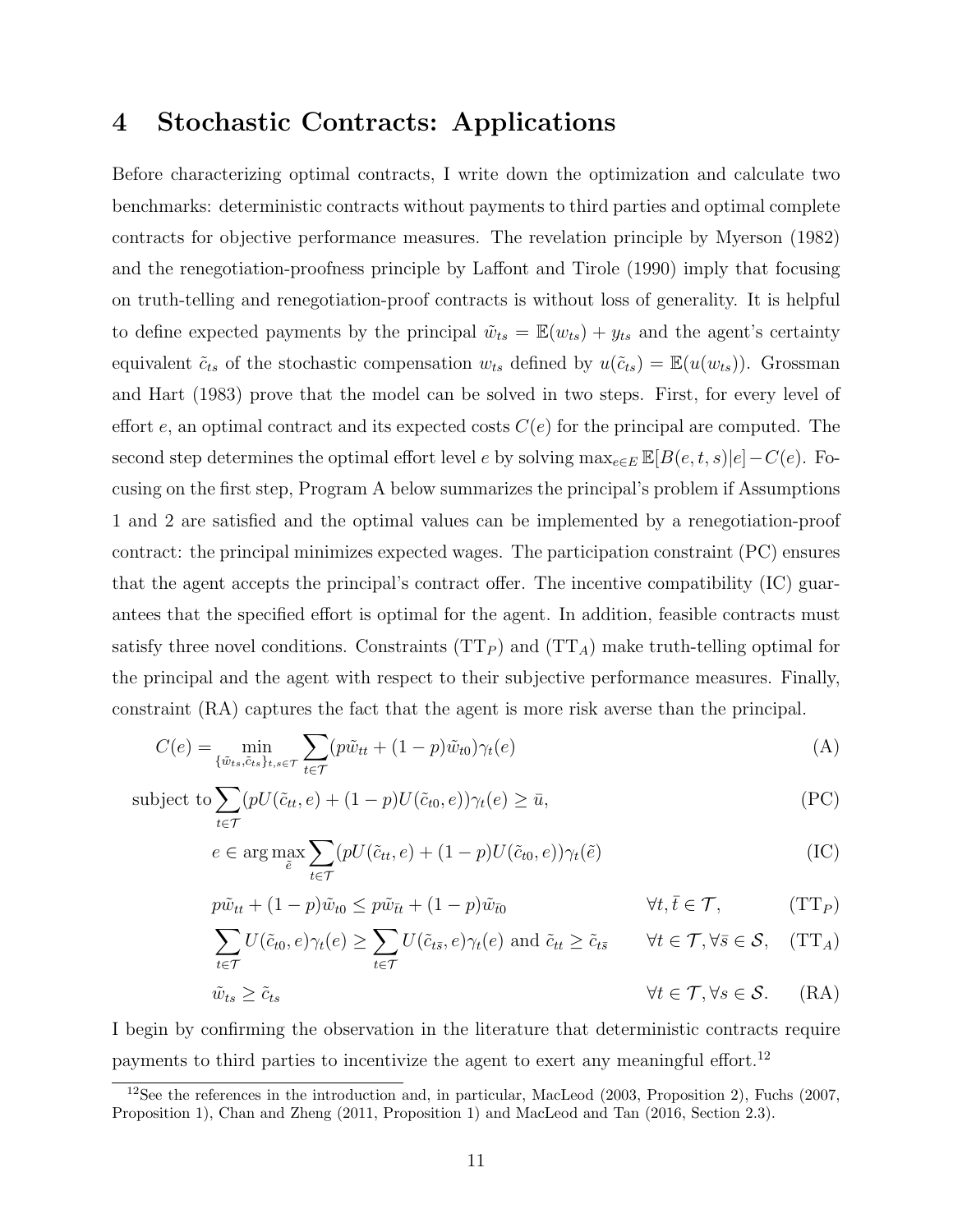# 4 Stochastic Contracts: Applications

Before characterizing optimal contracts, I write down the optimization and calculate two benchmarks: deterministic contracts without payments to third parties and optimal complete contracts for objective performance measures. The revelation principle by Myerson (1982) and the renegotiation-proofness principle by Laffont and Tirole (1990) imply that focusing on truth-telling and renegotiation-proof contracts is without loss of generality. It is helpful to define expected payments by the principal $\tilde{w}_{ts} = \mathbb{E}(w_{ts}) + y_{ts}$ and the agent's certainty equivalent $\tilde{c}_{ts}$ of the stochastic compensation $w_{ts}$ defined by $u(\tilde{c}_{ts}) = \mathbb{E}(u(w_{ts}))$. Grossman and Hart (1983) prove that the model can be solved in two steps. First, for every level of effort $e$, an optimal contract and its expected costs $C(e)$ for the principal are computed. The second step determines the optimal effort level $e$ by solving $\max_{e \in E} \mathbb{E}[B(e,t,s)|e] - C(e)$. Focusing on the first step, Program A below summarizes the principal's problem if Assumptions 1 and 2 are satisfied and the optimal values can be implemented by a renegotiation-proof contract: the principal minimizes expected wages. The participation constraint (PC) ensures that the agent accepts the principal's contract offer. The incentive compatibility (IC) guarantees that the specified effort is optimal for the agent. In addition, feasible contracts must satisfy three novel conditions. Constraints ($\text{TT}_P$) and ($\text{TT}_A$) make truth-telling optimal for the principal and the agent with respect to their subjective performance measures. Finally, constraint (RA) captures the fact that the agent is more risk averse than the principal.

$$C(e) = \min_{\{\tilde{w}_{ts}, \tilde{c}_{ts}\}_{t,s \in \mathcal{T}}} \sum_{t \in \mathcal{T}} (p\tilde{w}_{tt} + (1-p)\tilde{w}_{t0})\gamma_t(e) \tag{A}$$

$$\text{subject to} \sum_{t \in \mathcal{T}} (pU(\tilde{c}_{tt}, e) + (1-p)U(\tilde{c}_{t0}, e))\gamma_t(e) \geq \bar{u}, \tag{PC}$$

$$e \in \arg\max_{\tilde{e}} \sum_{t \in \mathcal{T}} (pU(\tilde{c}_{tt}, e) + (1-p)U(\tilde{c}_{t0}, e))\gamma_t(\tilde{e}) \tag{IC}$$

$$p\tilde{w}_{tt} + (1-p)\tilde{w}_{t0} \leq p\tilde{w}_{\bar{t}\bar{t}} + (1-p)\tilde{w}_{\bar{t}0} \qquad \forall t, \bar{t} \in \mathcal{T}, \tag{$\text{TT}_P$}$$

$$\sum_{t \in \mathcal{T}} U(\tilde{c}_{t0}, e)\gamma_t(e) \geq \sum_{t \in \mathcal{T}} U(\tilde{c}_{t\bar{s}}, e)\gamma_t(e) \text{ and } \tilde{c}_{tt} \geq \tilde{c}_{t\bar{s}} \qquad \forall t \in \mathcal{T}, \forall \bar{s} \in \mathcal{S}, \tag{$\text{TT}_A$}$$

$$\tilde{w}_{ts} \geq \tilde{c}_{ts} \qquad \forall t \in \mathcal{T}, \forall s \in \mathcal{S}. \tag{RA}$$

I begin by confirming the observation in the literature that deterministic contracts require payments to third parties to incentivize the agent to exert any meaningful effort.[12]

[12] See the references in the introduction and, in particular, MacLeod (2003, Proposition 2), Fuchs (2007, Proposition 1), Chan and Zheng (2011, Proposition 1) and MacLeod and Tan (2016, Section 2.3).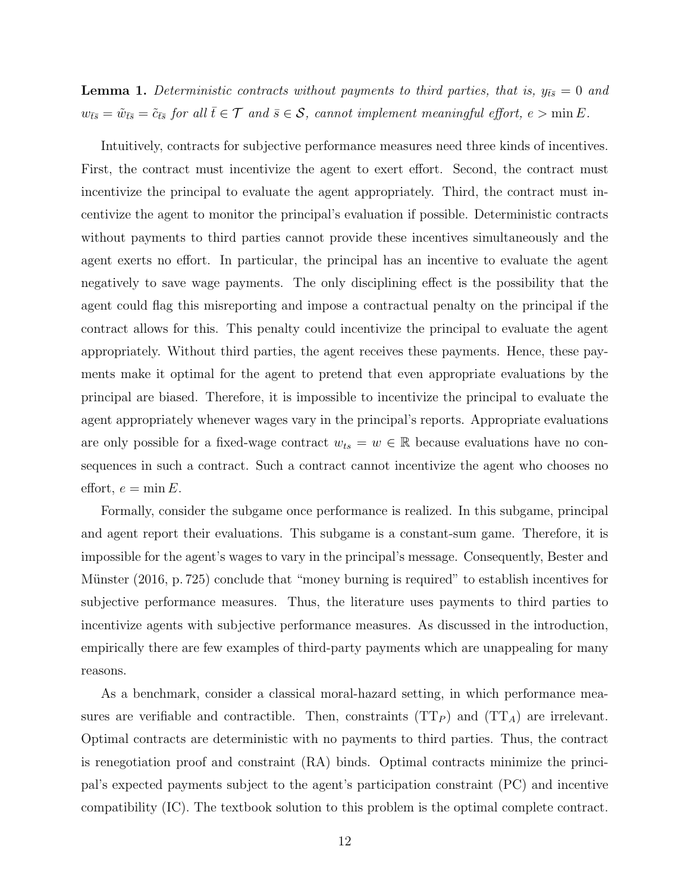**Lemma 1.** *Deterministic contracts without payments to third parties, that is, $y_{\bar{t}\bar{s}} = 0$ and $w_{\bar{t}\bar{s}} = \tilde{w}_{\bar{t}\bar{s}} = \tilde{c}_{\bar{t}\bar{s}}$ for all $\bar{t} \in \mathcal{T}$ and $\bar{s} \in \mathcal{S}$, cannot implement meaningful effort, $e > \min E$.*

Intuitively, contracts for subjective performance measures need three kinds of incentives. First, the contract must incentivize the agent to exert effort. Second, the contract must incentivize the principal to evaluate the agent appropriately. Third, the contract must incentivize the agent to monitor the principal's evaluation if possible. Deterministic contracts without payments to third parties cannot provide these incentives simultaneously and the agent exerts no effort. In particular, the principal has an incentive to evaluate the agent negatively to save wage payments. The only disciplining effect is the possibility that the agent could flag this misreporting and impose a contractual penalty on the principal if the contract allows for this. This penalty could incentivize the principal to evaluate the agent appropriately. Without third parties, the agent receives these payments. Hence, these payments make it optimal for the agent to pretend that even appropriate evaluations by the principal are biased. Therefore, it is impossible to incentivize the principal to evaluate the agent appropriately whenever wages vary in the principal's reports. Appropriate evaluations are only possible for a fixed-wage contract $w_{ts} = w \in \mathbb{R}$ because evaluations have no consequences in such a contract. Such a contract cannot incentivize the agent who chooses no effort, $e = \min E$.

Formally, consider the subgame once performance is realized. In this subgame, principal and agent report their evaluations. This subgame is a constant-sum game. Therefore, it is impossible for the agent's wages to vary in the principal's message. Consequently, Bester and Münster (2016, p. 725) conclude that "money burning is required" to establish incentives for subjective performance measures. Thus, the literature uses payments to third parties to incentivize agents with subjective performance measures. As discussed in the introduction, empirically there are few examples of third-party payments which are unappealing for many reasons.

As a benchmark, consider a classical moral-hazard setting, in which performance measures are verifiable and contractible. Then, constraints ($\text{TT}_P$) and ($\text{TT}_A$) are irrelevant. Optimal contracts are deterministic with no payments to third parties. Thus, the contract is renegotiation proof and constraint (RA) binds. Optimal contracts minimize the principal's expected payments subject to the agent's participation constraint (PC) and incentive compatibility (IC). The textbook solution to this problem is the optimal complete contract.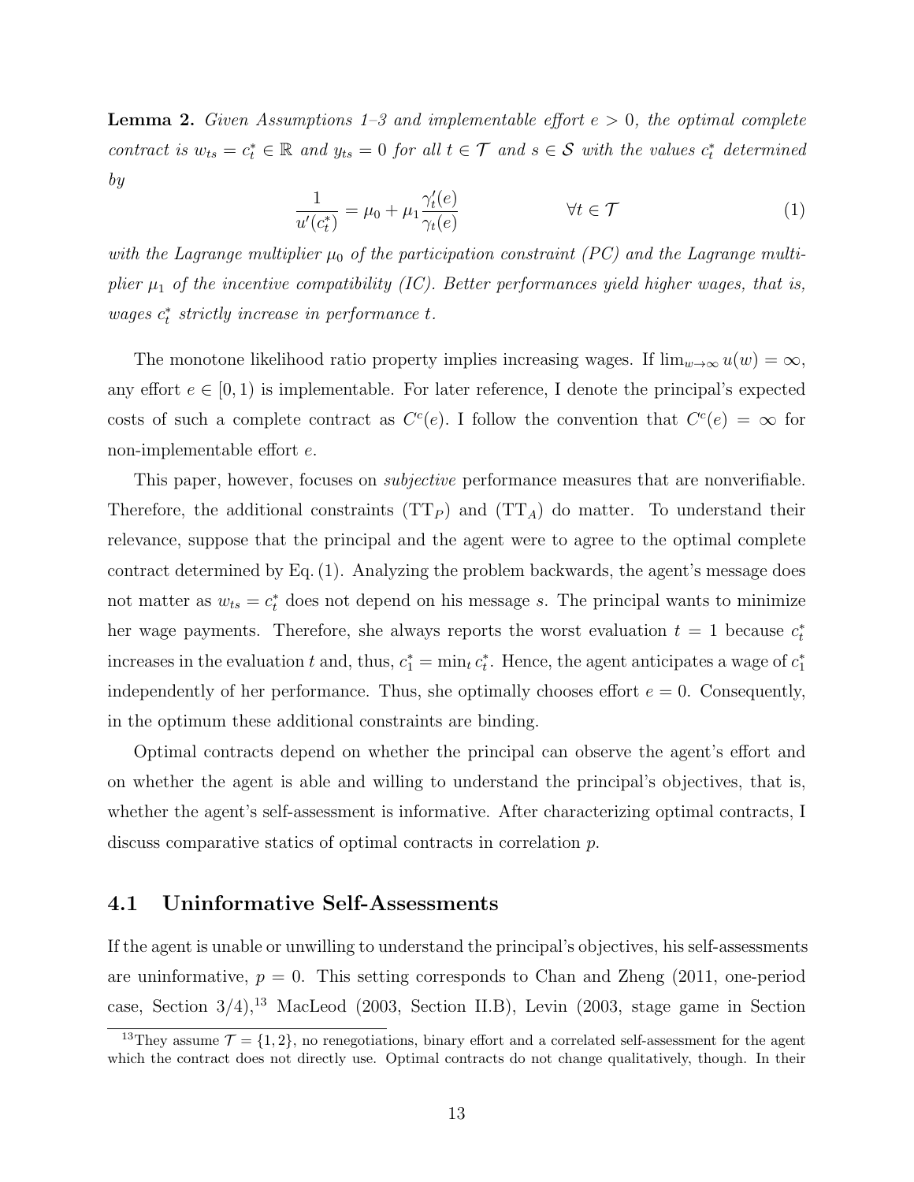**Lemma 2.** *Given Assumptions 1–3 and implementable effort $e > 0$, the optimal complete contract is $w_{ts} = c_t^* \in \mathbb{R}$ and $y_{ts} = 0$ for all $t \in \mathcal{T}$ and $s \in \mathcal{S}$ with the values $c_t^*$ determined by*

$$\frac{1}{u'(c_t^*)} = \mu_0 + \mu_1 \frac{\gamma_t'(e)}{\gamma_t(e)} \qquad\qquad \forall t \in \mathcal{T} \tag{1}$$

*with the Lagrange multiplier $\mu_0$ of the participation constraint (PC) and the Lagrange multiplier $\mu_1$ of the incentive compatibility (IC). Better performances yield higher wages, that is, wages $c_t^*$ strictly increase in performance $t$.*

The monotone likelihood ratio property implies increasing wages. If $\lim_{w\to\infty} u(w) = \infty$, any effort $e \in [0, 1)$ is implementable. For later reference, I denote the principal's expected costs of such a complete contract as $C^c(e)$. I follow the convention that $C^c(e) = \infty$ for non-implementable effort $e$.

This paper, however, focuses on *subjective* performance measures that are nonverifiable. Therefore, the additional constraints ($\text{TT}_P$) and ($\text{TT}_A$) do matter. To understand their relevance, suppose that the principal and the agent were to agree to the optimal complete contract determined by Eq. (1). Analyzing the problem backwards, the agent's message does not matter as $w_{ts} = c_t^*$ does not depend on his message $s$. The principal wants to minimize her wage payments. Therefore, she always reports the worst evaluation $t = 1$ because $c_t^*$ increases in the evaluation $t$ and, thus, $c_1^* = \min_t c_t^*$. Hence, the agent anticipates a wage of $c_1^*$ independently of her performance. Thus, she optimally chooses effort $e = 0$. Consequently, in the optimum these additional constraints are binding.

Optimal contracts depend on whether the principal can observe the agent's effort and on whether the agent is able and willing to understand the principal's objectives, that is, whether the agent's self-assessment is informative. After characterizing optimal contracts, I discuss comparative statics of optimal contracts in correlation $p$.

## 4.1 Uninformative Self-Assessments

If the agent is unable or unwilling to understand the principal's objectives, his self-assessments are uninformative, $p = 0$. This setting corresponds to Chan and Zheng (2011, one-period case, Section 3/4),[13] MacLeod (2003, Section II.B), Levin (2003, stage game in Section

[13] They assume $\mathcal{T} = \{1, 2\}$, no renegotiations, binary effort and a correlated self-assessment for the agent which the contract does not directly use. Optimal contracts do not change qualitatively, though. In their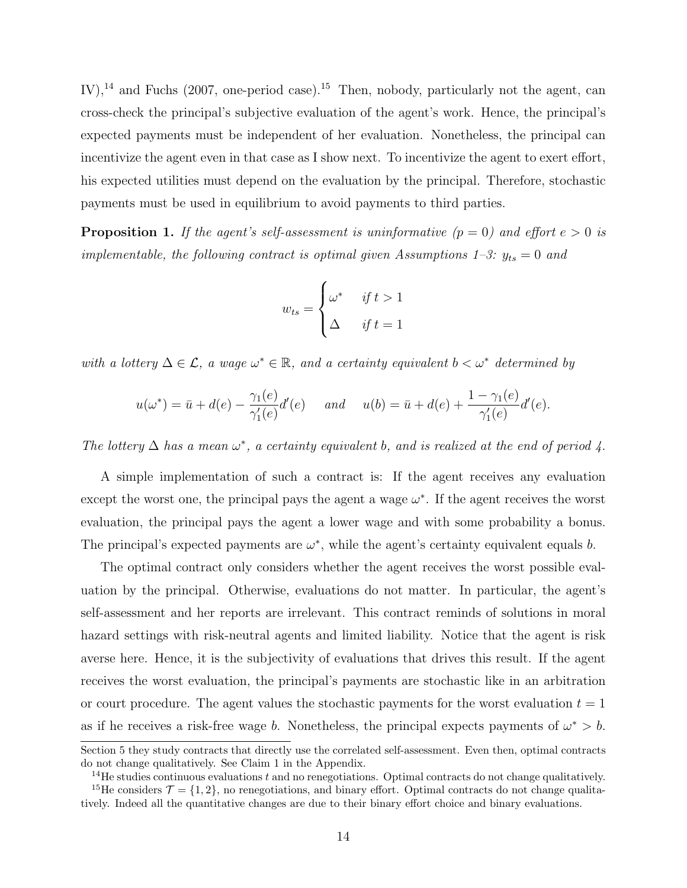IV),[14] and Fuchs (2007, one-period case).[15] Then, nobody, particularly not the agent, can cross-check the principal's subjective evaluation of the agent's work. Hence, the principal's expected payments must be independent of her evaluation. Nonetheless, the principal can incentivize the agent even in that case as I show next. To incentivize the agent to exert effort, his expected utilities must depend on the evaluation by the principal. Therefore, stochastic payments must be used in equilibrium to avoid payments to third parties.

**Proposition 1.** *If the agent's self-assessment is uninformative ($p = 0$) and effort $e > 0$ is implementable, the following contract is optimal given Assumptions 1–3: $y_{ts} = 0$ and*

$$w_{ts} = \begin{cases} \omega^* & \text{if } t > 1 \\ \Delta & \text{if } t = 1 \end{cases}$$

*with a lottery $\Delta \in \mathcal{L}$, a wage $\omega^* \in \mathbb{R}$, and a certainty equivalent $b < \omega^*$ determined by*

$$u(\omega^*) = \bar{u} + d(e) - \frac{\gamma_1(e)}{\gamma_1'(e)} d'(e) \quad \text{ and } \quad u(b) = \bar{u} + d(e) + \frac{1 - \gamma_1(e)}{\gamma_1'(e)} d'(e).$$

*The lottery $\Delta$ has a mean $\omega^*$, a certainty equivalent $b$, and is realized at the end of period 4.*

A simple implementation of such a contract is: If the agent receives any evaluation except the worst one, the principal pays the agent a wage $\omega^*$. If the agent receives the worst evaluation, the principal pays the agent a lower wage and with some probability a bonus. The principal's expected payments are $\omega^*$, while the agent's certainty equivalent equals $b$.

The optimal contract only considers whether the agent receives the worst possible evaluation by the principal. Otherwise, evaluations do not matter. In particular, the agent's self-assessment and her reports are irrelevant. This contract reminds of solutions in moral hazard settings with risk-neutral agents and limited liability. Notice that the agent is risk averse here. Hence, it is the subjectivity of evaluations that drives this result. If the agent receives the worst evaluation, the principal's payments are stochastic like in an arbitration or court procedure. The agent values the stochastic payments for the worst evaluation $t = 1$ as if he receives a risk-free wage $b$. Nonetheless, the principal expects payments of $\omega^* > b$.

---

Section 5 they study contracts that directly use the correlated self-assessment. Even then, optimal contracts do not change qualitatively. See Claim 1 in the Appendix.

[14] He studies continuous evaluations $t$ and no renegotiations. Optimal contracts do not change qualitatively.

[15] He considers $\mathcal{T} = \{1, 2\}$, no renegotiations, and binary effort. Optimal contracts do not change qualitatively. Indeed all the quantitative changes are due to their binary effort choice and binary evaluations.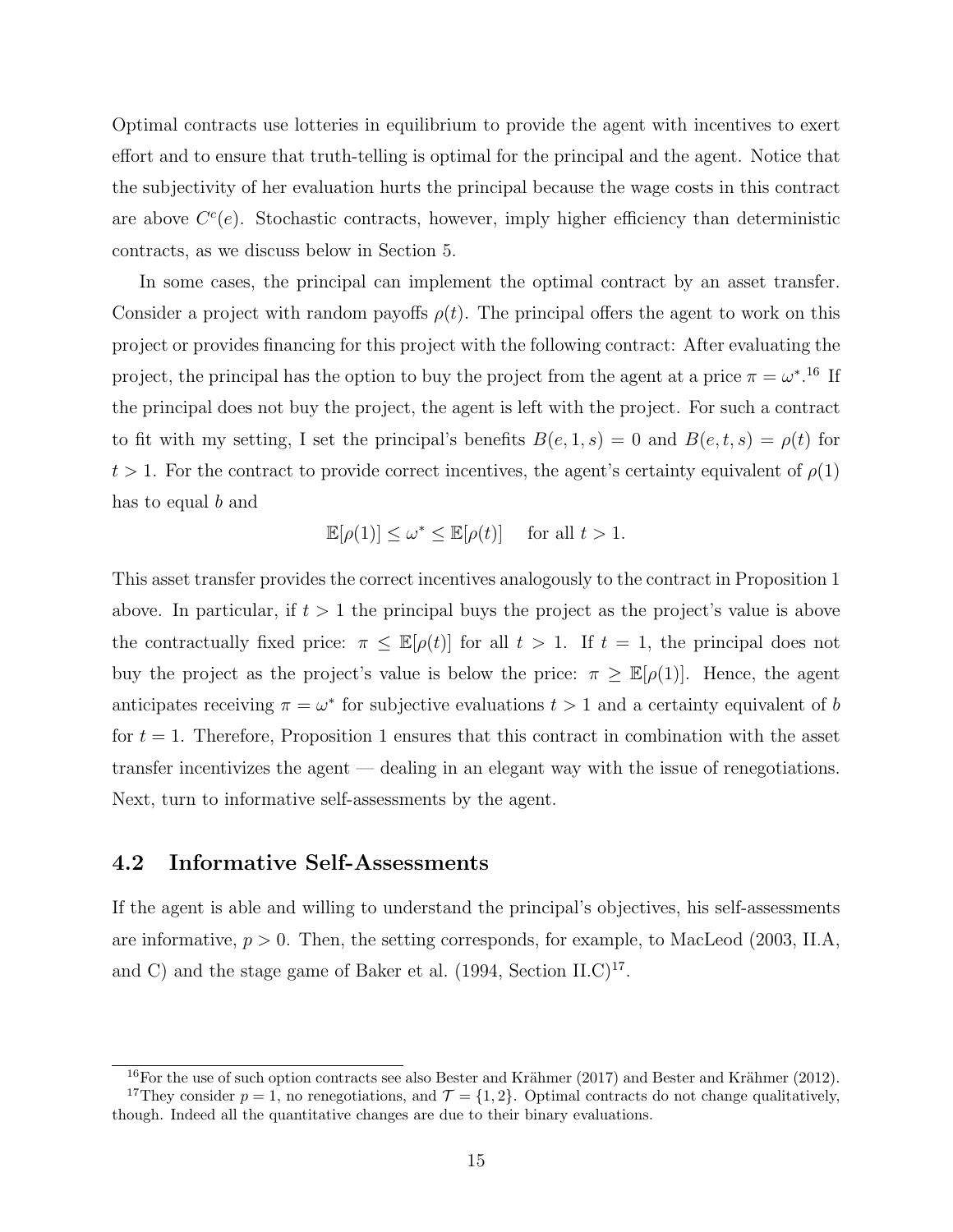Optimal contracts use lotteries in equilibrium to provide the agent with incentives to exert effort and to ensure that truth-telling is optimal for the principal and the agent. Notice that the subjectivity of her evaluation hurts the principal because the wage costs in this contract are above $C^c(e)$. Stochastic contracts, however, imply higher efficiency than deterministic contracts, as we discuss below in Section 5.

In some cases, the principal can implement the optimal contract by an asset transfer. Consider a project with random payoffs $\rho(t)$. The principal offers the agent to work on this project or provides financing for this project with the following contract: After evaluating the project, the principal has the option to buy the project from the agent at a price $\pi = \omega^*$.[16] If the principal does not buy the project, the agent is left with the project. For such a contract to fit with my setting, I set the principal's benefits $B(e, 1, s) = 0$ and $B(e, t, s) = \rho(t)$ for $t > 1$. For the contract to provide correct incentives, the agent's certainty equivalent of $\rho(1)$ has to equal $b$ and

$$\mathbb{E}[\rho(1)] \leq \omega^* \leq \mathbb{E}[\rho(t)] \quad \text{ for all } t > 1.$$

This asset transfer provides the correct incentives analogously to the contract in Proposition 1 above. In particular, if $t > 1$ the principal buys the project as the project's value is above the contractually fixed price: $\pi \leq \mathbb{E}[\rho(t)]$ for all $t > 1$. If $t = 1$, the principal does not buy the project as the project's value is below the price: $\pi \geq \mathbb{E}[\rho(1)]$. Hence, the agent anticipates receiving $\pi = \omega^*$ for subjective evaluations $t > 1$ and a certainty equivalent of $b$ for $t = 1$. Therefore, Proposition 1 ensures that this contract in combination with the asset transfer incentivizes the agent — dealing in an elegant way with the issue of renegotiations. Next, turn to informative self-assessments by the agent.

## 4.2 Informative Self-Assessments

If the agent is able and willing to understand the principal's objectives, his self-assessments are informative, $p > 0$. Then, the setting corresponds, for example, to MacLeod (2003, II.A, and C) and the stage game of Baker et al. (1994, Section II.C)[17].

[16] For the use of such option contracts see also Bester and Krähmer (2017) and Bester and Krähmer (2012).

[17] They consider $p = 1$, no renegotiations, and $\mathcal{T} = \{1, 2\}$. Optimal contracts do not change qualitatively, though. Indeed all the quantitative changes are due to their binary evaluations.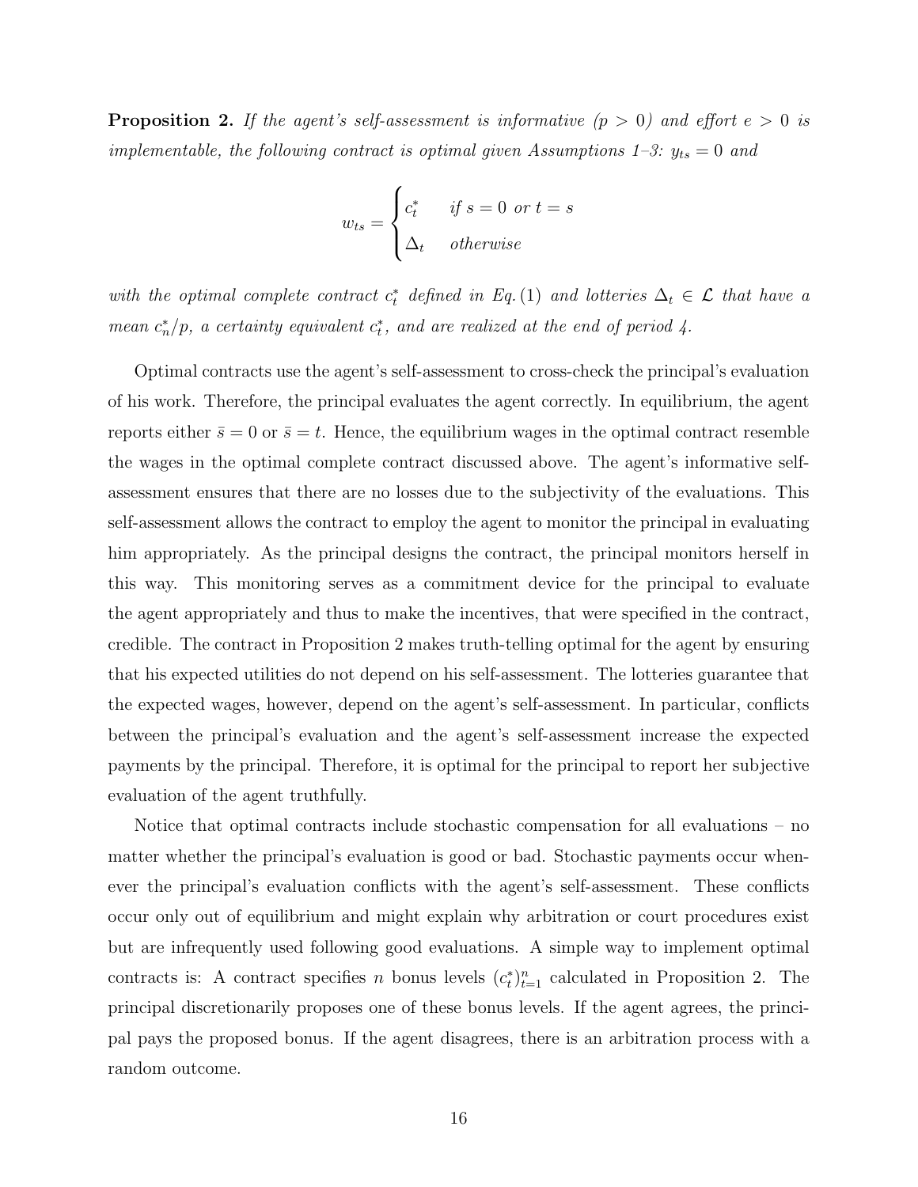**Proposition 2.** *If the agent's self-assessment is informative ($p > 0$) and effort $e > 0$ is implementable, the following contract is optimal given Assumptions 1–3: $y_{ts} = 0$ and*

$$w_{ts} = \begin{cases} c_t^* & \text{if } s = 0 \text{ or } t = s \\ \Delta_t & \text{otherwise} \end{cases}$$

*with the optimal complete contract $c_t^*$ defined in Eq. (1) and lotteries $\Delta_t \in \mathcal{L}$ that have a mean $c_n^*/p$, a certainty equivalent $c_t^*$, and are realized at the end of period 4.*

Optimal contracts use the agent's self-assessment to cross-check the principal's evaluation of his work. Therefore, the principal evaluates the agent correctly. In equilibrium, the agent reports either $\bar{s} = 0$ or $\bar{s} = t$. Hence, the equilibrium wages in the optimal contract resemble the wages in the optimal complete contract discussed above. The agent's informative self-assessment ensures that there are no losses due to the subjectivity of the evaluations. This self-assessment allows the contract to employ the agent to monitor the principal in evaluating him appropriately. As the principal designs the contract, the principal monitors herself in this way. This monitoring serves as a commitment device for the principal to evaluate the agent appropriately and thus to make the incentives, that were specified in the contract, credible. The contract in Proposition 2 makes truth-telling optimal for the agent by ensuring that his expected utilities do not depend on his self-assessment. The lotteries guarantee that the expected wages, however, depend on the agent's self-assessment. In particular, conflicts between the principal's evaluation and the agent's self-assessment increase the expected payments by the principal. Therefore, it is optimal for the principal to report her subjective evaluation of the agent truthfully.

Notice that optimal contracts include stochastic compensation for all evaluations – no matter whether the principal's evaluation is good or bad. Stochastic payments occur whenever the principal's evaluation conflicts with the agent's self-assessment. These conflicts occur only out of equilibrium and might explain why arbitration or court procedures exist but are infrequently used following good evaluations. A simple way to implement optimal contracts is: A contract specifies $n$ bonus levels $(c_t^*)_{t=1}^n$ calculated in Proposition 2. The principal discretionarily proposes one of these bonus levels. If the agent agrees, the principal pays the proposed bonus. If the agent disagrees, there is an arbitration process with a random outcome.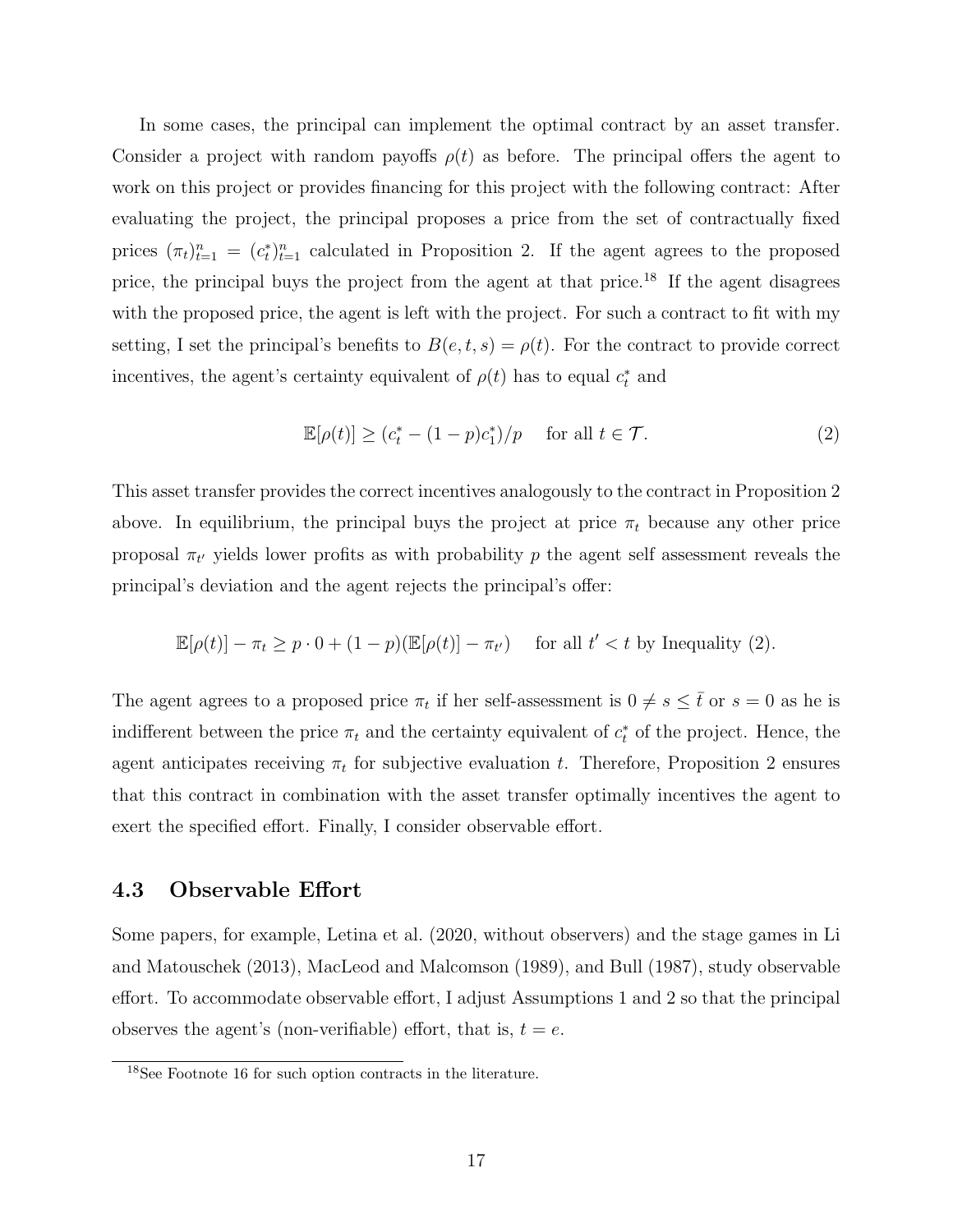In some cases, the principal can implement the optimal contract by an asset transfer. Consider a project with random payoffs $\rho(t)$ as before. The principal offers the agent to work on this project or provides financing for this project with the following contract: After evaluating the project, the principal proposes a price from the set of contractually fixed prices $(\pi_t)_{t=1}^n = (c_t^*)_{t=1}^n$ calculated in Proposition 2. If the agent agrees to the proposed price, the principal buys the project from the agent at that price.[18] If the agent disagrees with the proposed price, the agent is left with the project. For such a contract to fit with my setting, I set the principal's benefits to $B(e, t, s) = \rho(t)$. For the contract to provide correct incentives, the agent's certainty equivalent of $\rho(t)$ has to equal $c_t^*$ and

$$\mathbb{E}[\rho(t)] \geq (c_t^* - (1-p)c_1^*)/p \quad \text{ for all } t \in \mathcal{T}. \tag{2}$$

This asset transfer provides the correct incentives analogously to the contract in Proposition 2 above. In equilibrium, the principal buys the project at price $\pi_t$ because any other price proposal $\pi_{t'}$ yields lower profits as with probability $p$ the agent self assessment reveals the principal's deviation and the agent rejects the principal's offer:

$$\mathbb{E}[\rho(t)] - \pi_t \geq p \cdot 0 + (1-p)(\mathbb{E}[\rho(t)] - \pi_{t'}) \quad \text{ for all } t' < t \text{ by Inequality (2).}$$

The agent agrees to a proposed price $\pi_t$ if her self-assessment is $0 \neq s \leq \bar{t}$ or $s = 0$ as he is indifferent between the price $\pi_t$ and the certainty equivalent of $c_t^*$ of the project. Hence, the agent anticipates receiving $\pi_t$ for subjective evaluation $t$. Therefore, Proposition 2 ensures that this contract in combination with the asset transfer optimally incentives the agent to exert the specified effort. Finally, I consider observable effort.

### 4.3 Observable Effort

Some papers, for example, Letina et al. (2020, without observers) and the stage games in Li and Matouschek (2013), MacLeod and Malcomson (1989), and Bull (1987), study observable effort. To accommodate observable effort, I adjust Assumptions 1 and 2 so that the principal observes the agent's (non-verifiable) effort, that is, $t = e$.

[18] See Footnote 16 for such option contracts in the literature.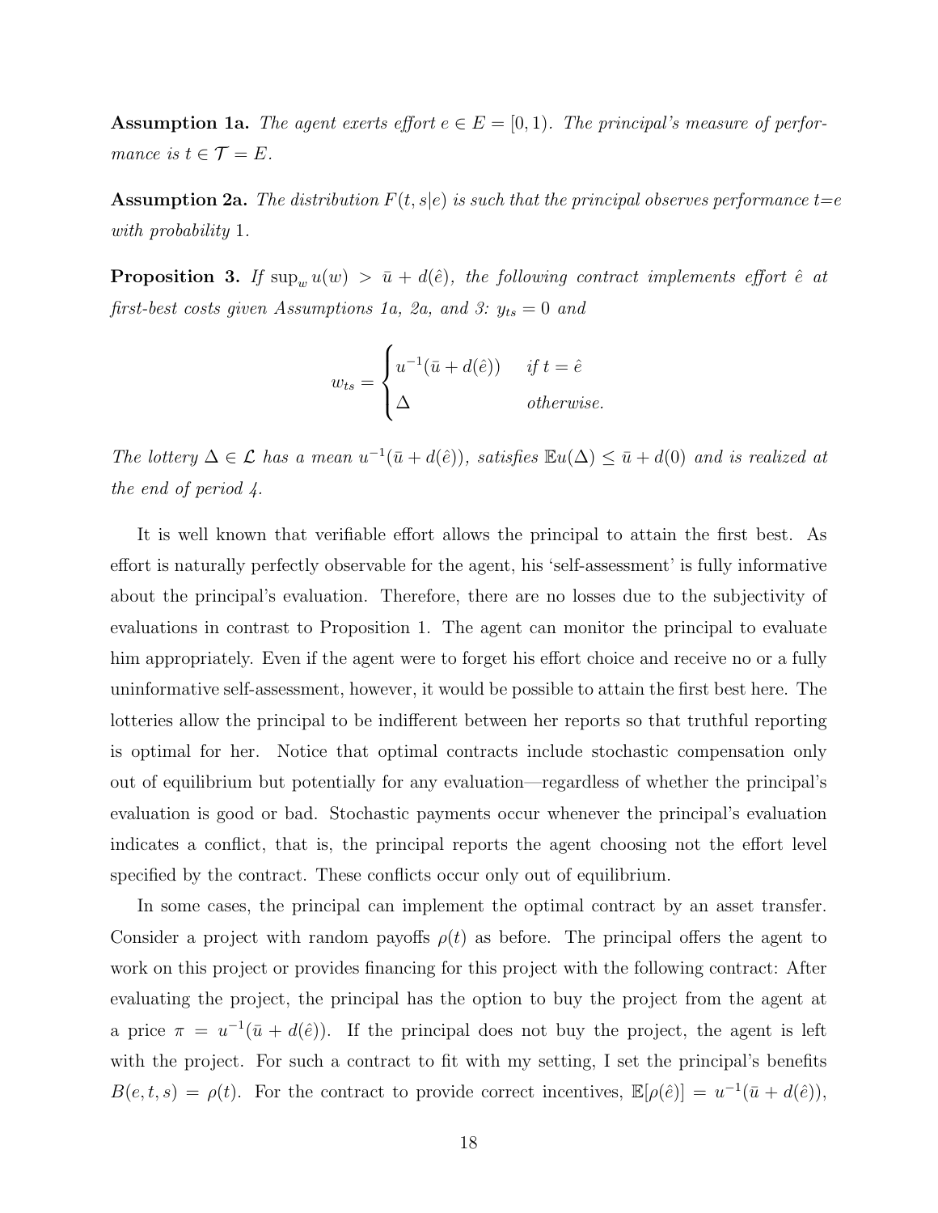**Assumption 1a.** *The agent exerts effort $e \in E = [0, 1)$. The principal's measure of performance is $t \in \mathcal{T} = E$.*

**Assumption 2a.** *The distribution $F(t, s|e)$ is such that the principal observes performance $t{=}e$ with probability 1.*

**Proposition 3.** *If $\sup_w u(w) > \bar{u} + d(\hat{e})$, the following contract implements effort $\hat{e}$ at first-best costs given Assumptions 1a, 2a, and 3: $y_{ts} = 0$ and*

$$w_{ts} = \begin{cases} u^{-1}(\bar{u} + d(\hat{e})) & \text{if } t = \hat{e} \\ \Delta & \text{otherwise.} \end{cases}$$

*The lottery $\Delta \in \mathcal{L}$ has a mean $u^{-1}(\bar{u} + d(\hat{e}))$, satisfies $\mathbb{E}u(\Delta) \leq \bar{u} + d(0)$ and is realized at the end of period 4.*

It is well known that verifiable effort allows the principal to attain the first best. As effort is naturally perfectly observable for the agent, his 'self-assessment' is fully informative about the principal's evaluation. Therefore, there are no losses due to the subjectivity of evaluations in contrast to Proposition 1. The agent can monitor the principal to evaluate him appropriately. Even if the agent were to forget his effort choice and receive no or a fully uninformative self-assessment, however, it would be possible to attain the first best here. The lotteries allow the principal to be indifferent between her reports so that truthful reporting is optimal for her. Notice that optimal contracts include stochastic compensation only out of equilibrium but potentially for any evaluation—regardless of whether the principal's evaluation is good or bad. Stochastic payments occur whenever the principal's evaluation indicates a conflict, that is, the principal reports the agent choosing not the effort level specified by the contract. These conflicts occur only out of equilibrium.

In some cases, the principal can implement the optimal contract by an asset transfer. Consider a project with random payoffs $\rho(t)$ as before. The principal offers the agent to work on this project or provides financing for this project with the following contract: After evaluating the project, the principal has the option to buy the project from the agent at a price $\pi = u^{-1}(\bar{u} + d(\hat{e}))$. If the principal does not buy the project, the agent is left with the project. For such a contract to fit with my setting, I set the principal's benefits $B(e, t, s) = \rho(t)$. For the contract to provide correct incentives, $\mathbb{E}[\rho(\hat{e})] = u^{-1}(\bar{u} + d(\hat{e}))$,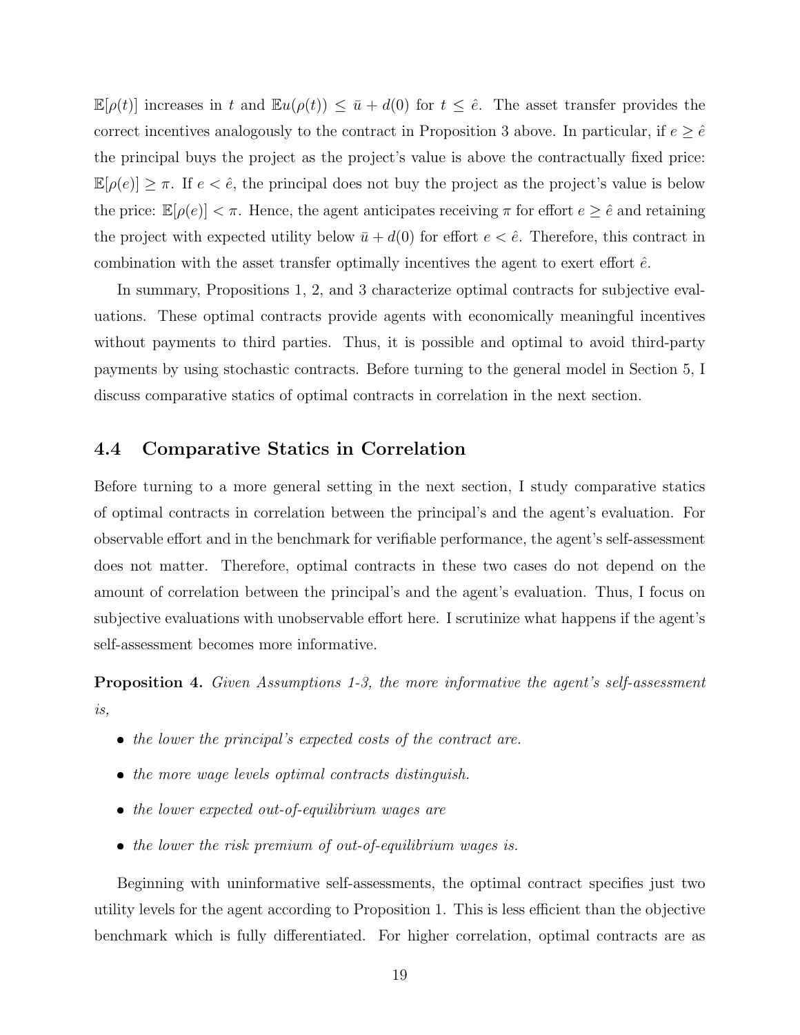$\mathbb{E}[\rho(t)]$ increases in $t$ and $\mathbb{E}u(\rho(t)) \leq \bar{u} + d(0)$ for $t \leq \hat{e}$. The asset transfer provides the correct incentives analogously to the contract in Proposition 3 above. In particular, if $e \geq \hat{e}$ the principal buys the project as the project's value is above the contractually fixed price: $\mathbb{E}[\rho(e)] \geq \pi$. If $e < \hat{e}$, the principal does not buy the project as the project's value is below the price: $\mathbb{E}[\rho(e)] < \pi$. Hence, the agent anticipates receiving $\pi$ for effort $e \geq \hat{e}$ and retaining the project with expected utility below $\bar{u} + d(0)$ for effort $e < \hat{e}$. Therefore, this contract in combination with the asset transfer optimally incentives the agent to exert effort $\hat{e}$.

In summary, Propositions 1, 2, and 3 characterize optimal contracts for subjective evaluations. These optimal contracts provide agents with economically meaningful incentives without payments to third parties. Thus, it is possible and optimal to avoid third-party payments by using stochastic contracts. Before turning to the general model in Section 5, I discuss comparative statics of optimal contracts in correlation in the next section.

### 4.4 Comparative Statics in Correlation

Before turning to a more general setting in the next section, I study comparative statics of optimal contracts in correlation between the principal's and the agent's evaluation. For observable effort and in the benchmark for verifiable performance, the agent's self-assessment does not matter. Therefore, optimal contracts in these two cases do not depend on the amount of correlation between the principal's and the agent's evaluation. Thus, I focus on subjective evaluations with unobservable effort here. I scrutinize what happens if the agent's self-assessment becomes more informative.

**Proposition 4.** *Given Assumptions 1-3, the more informative the agent's self-assessment is,*

- *the lower the principal's expected costs of the contract are.*
- *the more wage levels optimal contracts distinguish.*
- *the lower expected out-of-equilibrium wages are*
- *the lower the risk premium of out-of-equilibrium wages is.*

Beginning with uninformative self-assessments, the optimal contract specifies just two utility levels for the agent according to Proposition 1. This is less efficient than the objective benchmark which is fully differentiated. For higher correlation, optimal contracts are as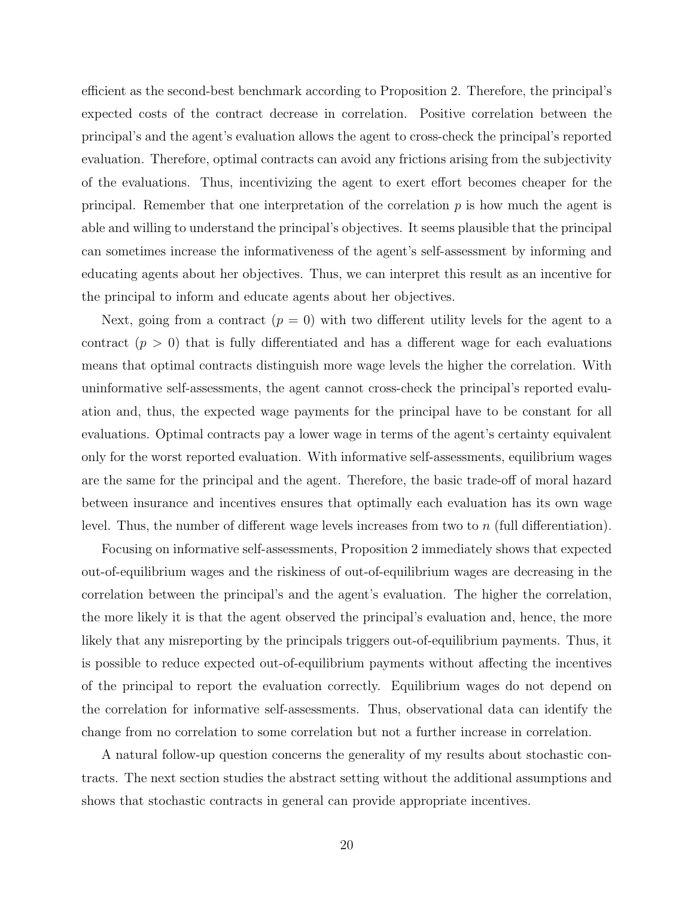efficient as the second-best benchmark according to Proposition 2. Therefore, the principal's expected costs of the contract decrease in correlation. Positive correlation between the principal's and the agent's evaluation allows the agent to cross-check the principal's reported evaluation. Therefore, optimal contracts can avoid any frictions arising from the subjectivity of the evaluations. Thus, incentivizing the agent to exert effort becomes cheaper for the principal. Remember that one interpretation of the correlation $p$ is how much the agent is able and willing to understand the principal's objectives. It seems plausible that the principal can sometimes increase the informativeness of the agent's self-assessment by informing and educating agents about her objectives. Thus, we can interpret this result as an incentive for the principal to inform and educate agents about her objectives.

Next, going from a contract ($p = 0$) with two different utility levels for the agent to a contract ($p > 0$) that is fully differentiated and has a different wage for each evaluations means that optimal contracts distinguish more wage levels the higher the correlation. With uninformative self-assessments, the agent cannot cross-check the principal's reported evaluation and, thus, the expected wage payments for the principal have to be constant for all evaluations. Optimal contracts pay a lower wage in terms of the agent's certainty equivalent only for the worst reported evaluation. With informative self-assessments, equilibrium wages are the same for the principal and the agent. Therefore, the basic trade-off of moral hazard between insurance and incentives ensures that optimally each evaluation has its own wage level. Thus, the number of different wage levels increases from two to $n$ (full differentiation).

Focusing on informative self-assessments, Proposition 2 immediately shows that expected out-of-equilibrium wages and the riskiness of out-of-equilibrium wages are decreasing in the correlation between the principal's and the agent's evaluation. The higher the correlation, the more likely it is that the agent observed the principal's evaluation and, hence, the more likely that any misreporting by the principals triggers out-of-equilibrium payments. Thus, it is possible to reduce expected out-of-equilibrium payments without affecting the incentives of the principal to report the evaluation correctly. Equilibrium wages do not depend on the correlation for informative self-assessments. Thus, observational data can identify the change from no correlation to some correlation but not a further increase in correlation.

A natural follow-up question concerns the generality of my results about stochastic contracts. The next section studies the abstract setting without the additional assumptions and shows that stochastic contracts in general can provide appropriate incentives.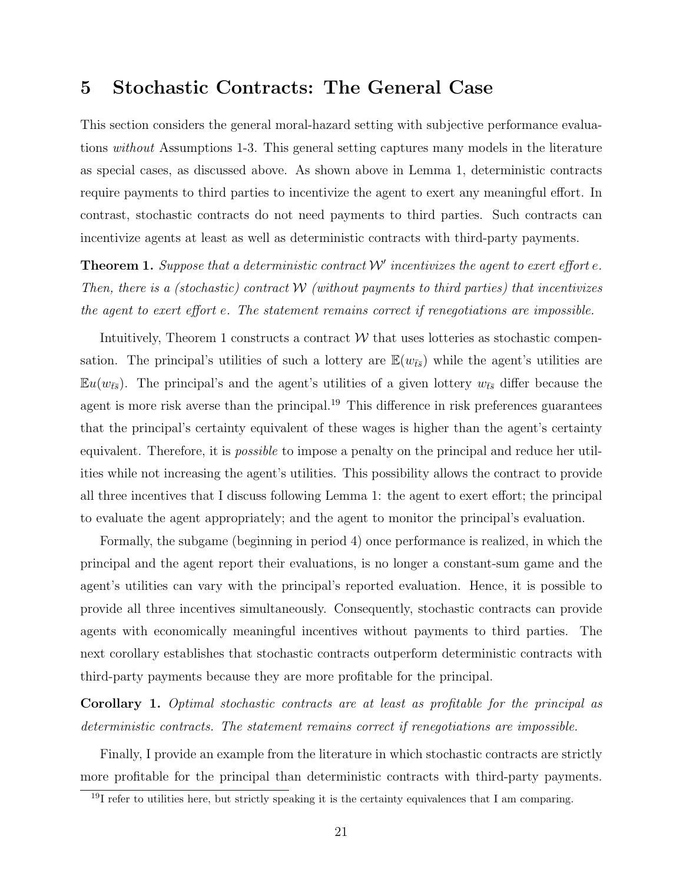# 5 Stochastic Contracts: The General Case

This section considers the general moral-hazard setting with subjective performance evaluations *without* Assumptions 1-3. This general setting captures many models in the literature as special cases, as discussed above. As shown above in Lemma 1, deterministic contracts require payments to third parties to incentivize the agent to exert any meaningful effort. In contrast, stochastic contracts do not need payments to third parties. Such contracts can incentivize agents at least as well as deterministic contracts with third-party payments.

**Theorem 1.** *Suppose that a deterministic contract $\mathcal{W}'$ incentivizes the agent to exert effort $e$. Then, there is a (stochastic) contract $\mathcal{W}$ (without payments to third parties) that incentivizes the agent to exert effort $e$. The statement remains correct if renegotiations are impossible.*

Intuitively, Theorem 1 constructs a contract $\mathcal{W}$ that uses lotteries as stochastic compensation. The principal's utilities of such a lottery are $\mathbb{E}(w_{\bar{t}\bar{s}})$ while the agent's utilities are $\mathbb{E}u(w_{\bar{t}\bar{s}})$. The principal's and the agent's utilities of a given lottery $w_{\bar{t}\bar{s}}$ differ because the agent is more risk averse than the principal.[19] This difference in risk preferences guarantees that the principal's certainty equivalent of these wages is higher than the agent's certainty equivalent. Therefore, it is *possible* to impose a penalty on the principal and reduce her utilities while not increasing the agent's utilities. This possibility allows the contract to provide all three incentives that I discuss following Lemma 1: the agent to exert effort; the principal to evaluate the agent appropriately; and the agent to monitor the principal's evaluation.

Formally, the subgame (beginning in period 4) once performance is realized, in which the principal and the agent report their evaluations, is no longer a constant-sum game and the agent's utilities can vary with the principal's reported evaluation. Hence, it is possible to provide all three incentives simultaneously. Consequently, stochastic contracts can provide agents with economically meaningful incentives without payments to third parties. The next corollary establishes that stochastic contracts outperform deterministic contracts with third-party payments because they are more profitable for the principal.

**Corollary 1.** *Optimal stochastic contracts are at least as profitable for the principal as deterministic contracts. The statement remains correct if renegotiations are impossible.*

Finally, I provide an example from the literature in which stochastic contracts are strictly more profitable for the principal than deterministic contracts with third-party payments.

[19] I refer to utilities here, but strictly speaking it is the certainty equivalences that I am comparing.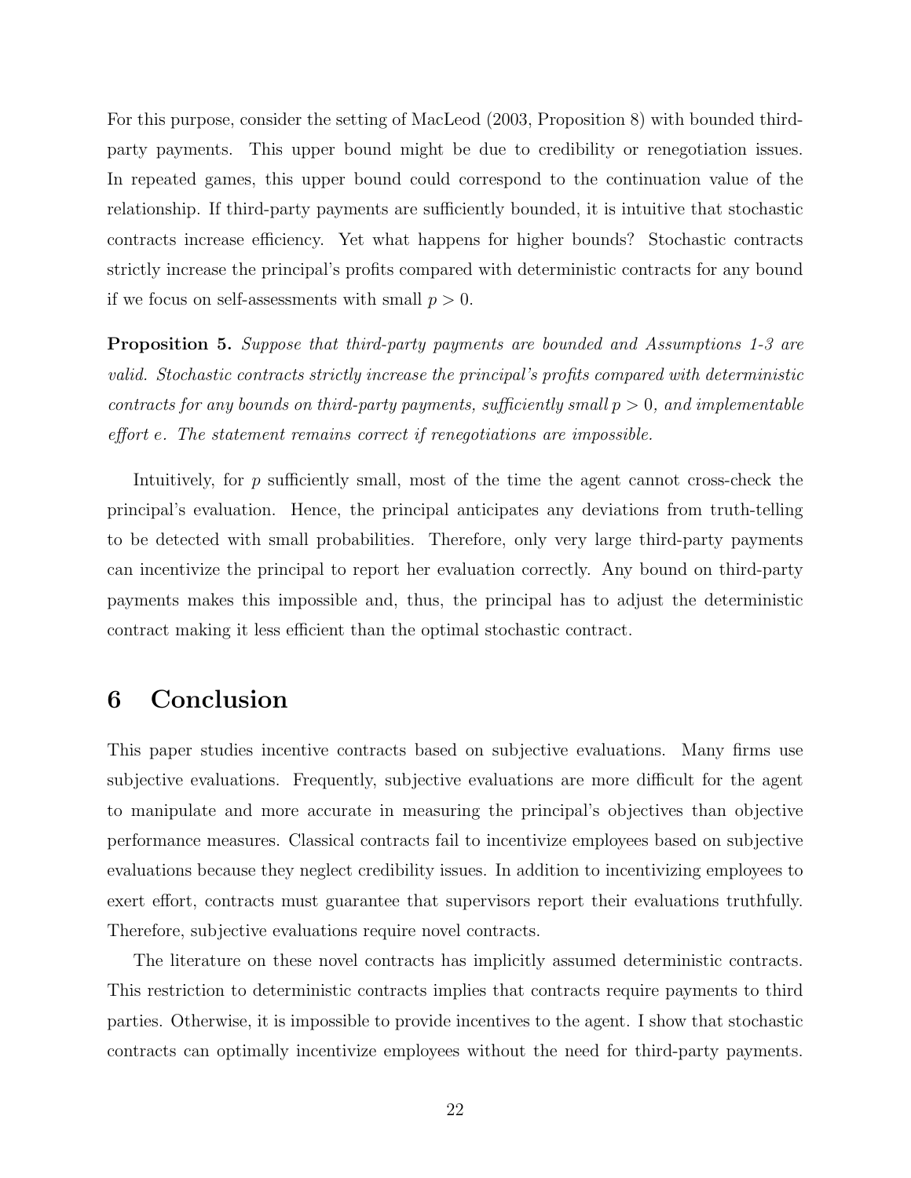For this purpose, consider the setting of MacLeod (2003, Proposition 8) with bounded third-party payments. This upper bound might be due to credibility or renegotiation issues. In repeated games, this upper bound could correspond to the continuation value of the relationship. If third-party payments are sufficiently bounded, it is intuitive that stochastic contracts increase efficiency. Yet what happens for higher bounds? Stochastic contracts strictly increase the principal's profits compared with deterministic contracts for any bound if we focus on self-assessments with small $p > 0$.

**Proposition 5.** *Suppose that third-party payments are bounded and Assumptions 1-3 are valid. Stochastic contracts strictly increase the principal's profits compared with deterministic contracts for any bounds on third-party payments, sufficiently small* $p > 0$*, and implementable effort* $e$*. The statement remains correct if renegotiations are impossible.*

Intuitively, for $p$ sufficiently small, most of the time the agent cannot cross-check the principal's evaluation. Hence, the principal anticipates any deviations from truth-telling to be detected with small probabilities. Therefore, only very large third-party payments can incentivize the principal to report her evaluation correctly. Any bound on third-party payments makes this impossible and, thus, the principal has to adjust the deterministic contract making it less efficient than the optimal stochastic contract.

# 6 Conclusion

This paper studies incentive contracts based on subjective evaluations. Many firms use subjective evaluations. Frequently, subjective evaluations are more difficult for the agent to manipulate and more accurate in measuring the principal's objectives than objective performance measures. Classical contracts fail to incentivize employees based on subjective evaluations because they neglect credibility issues. In addition to incentivizing employees to exert effort, contracts must guarantee that supervisors report their evaluations truthfully. Therefore, subjective evaluations require novel contracts.

The literature on these novel contracts has implicitly assumed deterministic contracts. This restriction to deterministic contracts implies that contracts require payments to third parties. Otherwise, it is impossible to provide incentives to the agent. I show that stochastic contracts can optimally incentivize employees without the need for third-party payments.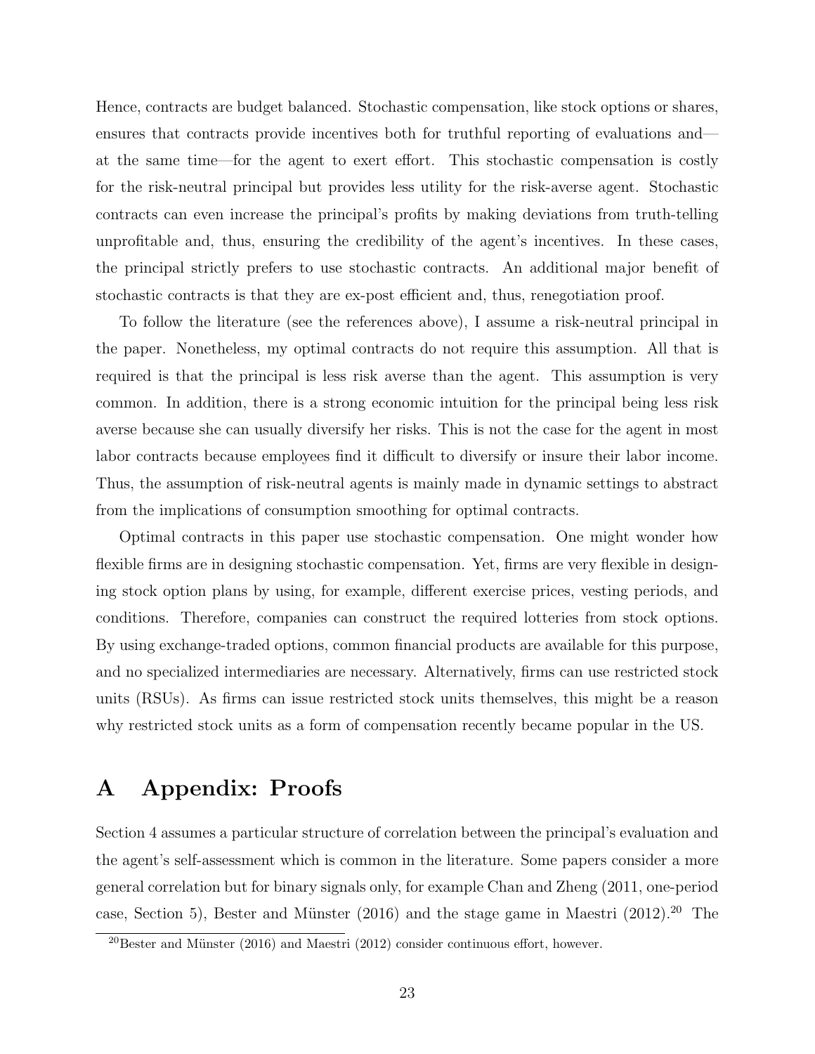Hence, contracts are budget balanced. Stochastic compensation, like stock options or shares, ensures that contracts provide incentives both for truthful reporting of evaluations and—at the same time—for the agent to exert effort. This stochastic compensation is costly for the risk-neutral principal but provides less utility for the risk-averse agent. Stochastic contracts can even increase the principal's profits by making deviations from truth-telling unprofitable and, thus, ensuring the credibility of the agent's incentives. In these cases, the principal strictly prefers to use stochastic contracts. An additional major benefit of stochastic contracts is that they are ex-post efficient and, thus, renegotiation proof.

To follow the literature (see the references above), I assume a risk-neutral principal in the paper. Nonetheless, my optimal contracts do not require this assumption. All that is required is that the principal is less risk averse than the agent. This assumption is very common. In addition, there is a strong economic intuition for the principal being less risk averse because she can usually diversify her risks. This is not the case for the agent in most labor contracts because employees find it difficult to diversify or insure their labor income. Thus, the assumption of risk-neutral agents is mainly made in dynamic settings to abstract from the implications of consumption smoothing for optimal contracts.

Optimal contracts in this paper use stochastic compensation. One might wonder how flexible firms are in designing stochastic compensation. Yet, firms are very flexible in designing stock option plans by using, for example, different exercise prices, vesting periods, and conditions. Therefore, companies can construct the required lotteries from stock options. By using exchange-traded options, common financial products are available for this purpose, and no specialized intermediaries are necessary. Alternatively, firms can use restricted stock units (RSUs). As firms can issue restricted stock units themselves, this might be a reason why restricted stock units as a form of compensation recently became popular in the US.

# A Appendix: Proofs

Section 4 assumes a particular structure of correlation between the principal's evaluation and the agent's self-assessment which is common in the literature. Some papers consider a more general correlation but for binary signals only, for example Chan and Zheng (2011, one-period case, Section 5), Bester and Münster (2016) and the stage game in Maestri (2012).[20] The

[20] Bester and Münster (2016) and Maestri (2012) consider continuous effort, however.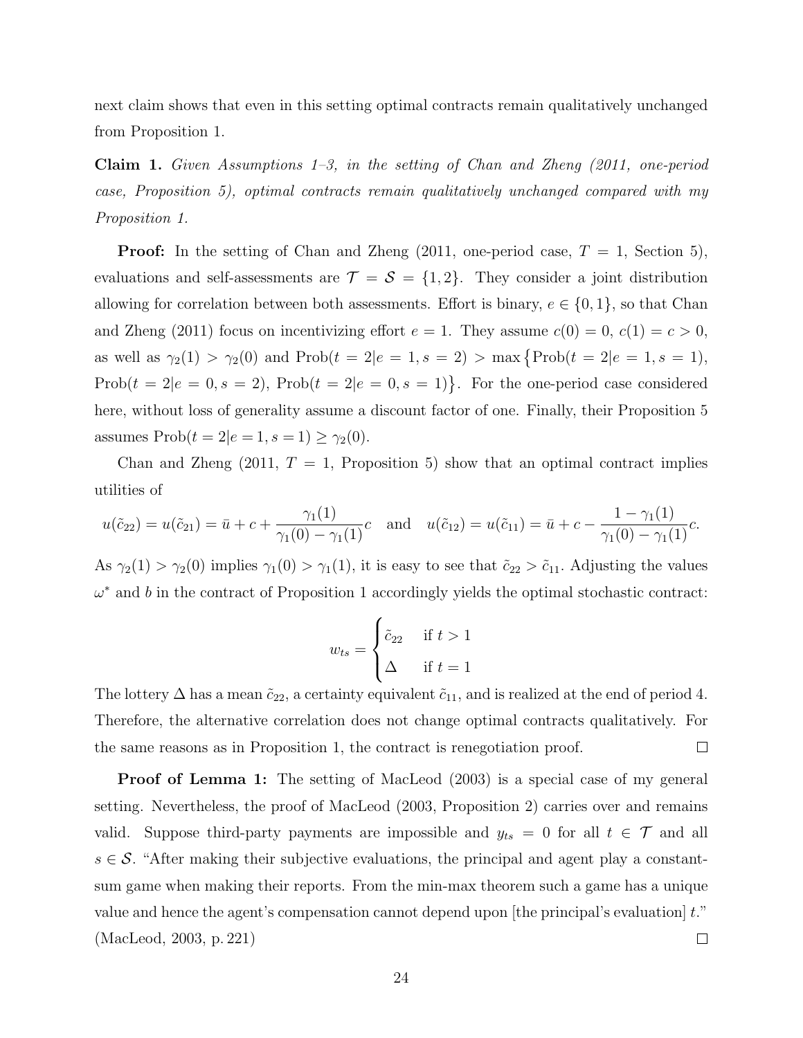next claim shows that even in this setting optimal contracts remain qualitatively unchanged from Proposition 1.

**Claim 1.** *Given Assumptions 1–3, in the setting of Chan and Zheng (2011, one-period case, Proposition 5), optimal contracts remain qualitatively unchanged compared with my Proposition 1.*

**Proof:** In the setting of Chan and Zheng (2011, one-period case, $T = 1$, Section 5), evaluations and self-assessments are $\mathcal{T} = \mathcal{S} = \{1, 2\}$. They consider a joint distribution allowing for correlation between both assessments. Effort is binary, $e \in \{0, 1\}$, so that Chan and Zheng (2011) focus on incentivizing effort $e = 1$. They assume $c(0) = 0$, $c(1) = c > 0$, as well as $\gamma_2(1) > \gamma_2(0)$ and $\text{Prob}(t = 2|e = 1, s = 2) > \max\{\text{Prob}(t = 2|e = 1, s = 1), \text{Prob}(t = 2|e = 0, s = 2), \text{Prob}(t = 2|e = 0, s = 1)\}$. For the one-period case considered here, without loss of generality assume a discount factor of one. Finally, their Proposition 5 assumes $\text{Prob}(t = 2|e = 1, s = 1) \geq \gamma_2(0)$.

Chan and Zheng (2011, $T = 1$, Proposition 5) show that an optimal contract implies utilities of

$$u(\tilde{c}_{22}) = u(\tilde{c}_{21}) = \bar{u} + c + \frac{\gamma_1(1)}{\gamma_1(0) - \gamma_1(1)}c \quad \text{and} \quad u(\tilde{c}_{12}) = u(\tilde{c}_{11}) = \bar{u} + c - \frac{1 - \gamma_1(1)}{\gamma_1(0) - \gamma_1(1)}c.$$

As $\gamma_2(1) > \gamma_2(0)$ implies $\gamma_1(0) > \gamma_1(1)$, it is easy to see that $\tilde{c}_{22} > \tilde{c}_{11}$. Adjusting the values $\omega^*$ and $b$ in the contract of Proposition 1 accordingly yields the optimal stochastic contract:

$$w_{ts} = \begin{cases} \tilde{c}_{22} & \text{if } t > 1 \\ \Delta & \text{if } t = 1 \end{cases}$$

The lottery $\Delta$ has a mean $\tilde{c}_{22}$, a certainty equivalent $\tilde{c}_{11}$, and is realized at the end of period 4. Therefore, the alternative correlation does not change optimal contracts qualitatively. For the same reasons as in Proposition 1, the contract is renegotiation proof. □

**Proof of Lemma 1:** The setting of MacLeod (2003) is a special case of my general setting. Nevertheless, the proof of MacLeod (2003, Proposition 2) carries over and remains valid. Suppose third-party payments are impossible and $y_{ts} = 0$ for all $t \in \mathcal{T}$ and all $s \in \mathcal{S}$. "After making their subjective evaluations, the principal and agent play a constant-sum game when making their reports. From the min-max theorem such a game has a unique value and hence the agent's compensation cannot depend upon [the principal's evaluation] $t$." (MacLeod, 2003, p. 221) □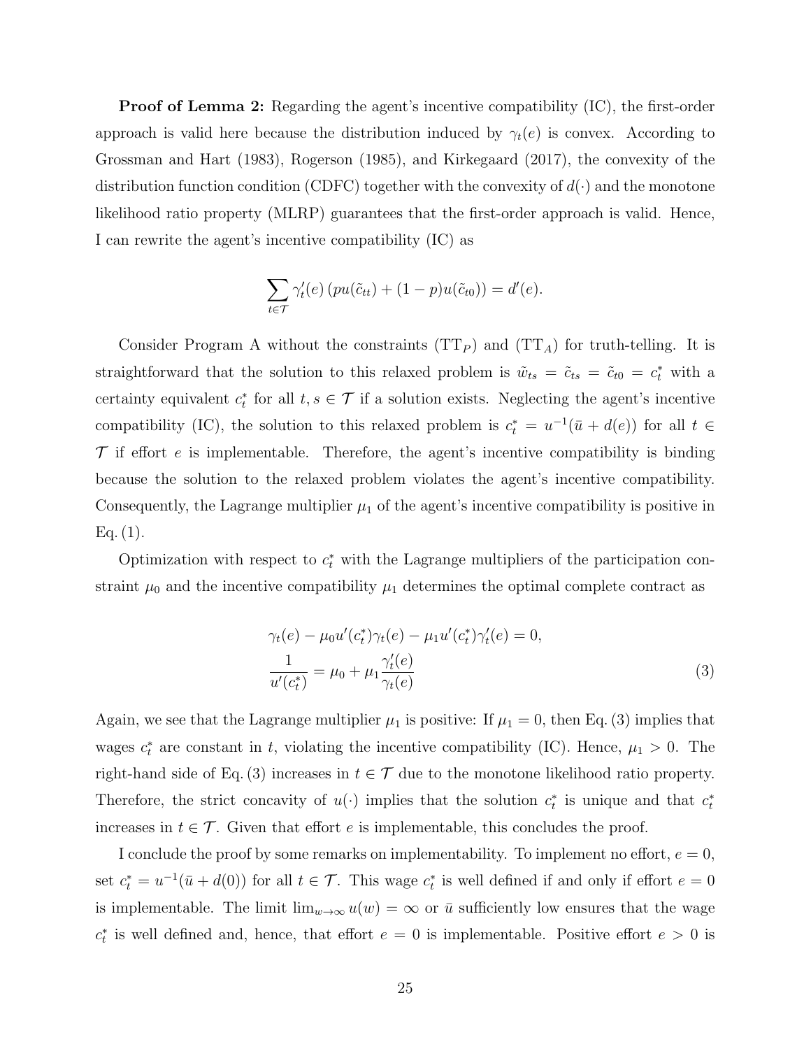**Proof of Lemma 2:** Regarding the agent's incentive compatibility (IC), the first-order approach is valid here because the distribution induced by $\gamma_t(e)$ is convex. According to Grossman and Hart (1983), Rogerson (1985), and Kirkegaard (2017), the convexity of the distribution function condition (CDFC) together with the convexity of $d(\cdot)$ and the monotone likelihood ratio property (MLRP) guarantees that the first-order approach is valid. Hence, I can rewrite the agent's incentive compatibility (IC) as

$$\sum_{t\in\mathcal{T}} \gamma_t'(e)\left(pu(\tilde{c}_{tt}) + (1-p)u(\tilde{c}_{t0})\right) = d'(e).$$

Consider Program A without the constraints (TT$_P$) and (TT$_A$) for truth-telling. It is straightforward that the solution to this relaxed problem is $\tilde{w}_{ts} = \tilde{c}_{ts} = \tilde{c}_{t0} = c_t^*$ with a certainty equivalent $c_t^*$ for all $t, s \in \mathcal{T}$ if a solution exists. Neglecting the agent's incentive compatibility (IC), the solution to this relaxed problem is $c_t^* = u^{-1}(\bar{u} + d(e))$ for all $t \in \mathcal{T}$ if effort $e$ is implementable. Therefore, the agent's incentive compatibility is binding because the solution to the relaxed problem violates the agent's incentive compatibility. Consequently, the Lagrange multiplier $\mu_1$ of the agent's incentive compatibility is positive in Eq. (1).

Optimization with respect to $c_t^*$ with the Lagrange multipliers of the participation constraint $\mu_0$ and the incentive compatibility $\mu_1$ determines the optimal complete contract as

$$\begin{aligned}
&\gamma_t(e) - \mu_0 u'(c_t^*)\gamma_t(e) - \mu_1 u'(c_t^*)\gamma_t'(e) = 0, \\
&\frac{1}{u'(c_t^*)} = \mu_0 + \mu_1 \frac{\gamma_t'(e)}{\gamma_t(e)}
\end{aligned} \tag{3}$$

Again, we see that the Lagrange multiplier $\mu_1$ is positive: If $\mu_1 = 0$, then Eq. (3) implies that wages $c_t^*$ are constant in $t$, violating the incentive compatibility (IC). Hence, $\mu_1 > 0$. The right-hand side of Eq. (3) increases in $t \in \mathcal{T}$ due to the monotone likelihood ratio property. Therefore, the strict concavity of $u(\cdot)$ implies that the solution $c_t^*$ is unique and that $c_t^*$ increases in $t \in \mathcal{T}$. Given that effort $e$ is implementable, this concludes the proof.

I conclude the proof by some remarks on implementability. To implement no effort, $e = 0$, set $c_t^* = u^{-1}(\bar{u} + d(0))$ for all $t \in \mathcal{T}$. This wage $c_t^*$ is well defined if and only if effort $e = 0$ is implementable. The limit $\lim_{w\to\infty} u(w) = \infty$ or $\bar{u}$ sufficiently low ensures that the wage $c_t^*$ is well defined and, hence, that effort $e = 0$ is implementable. Positive effort $e > 0$ is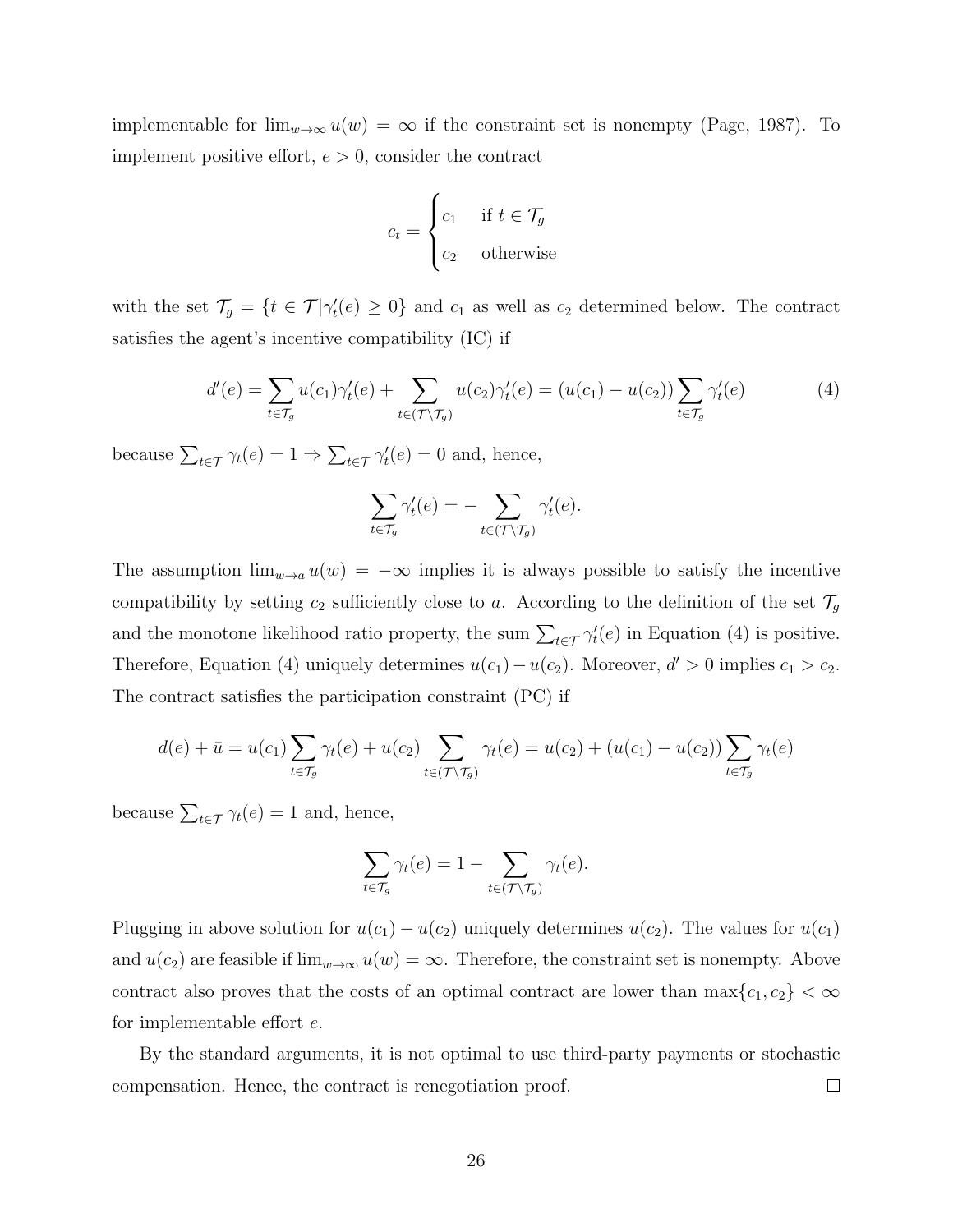implementable for $\lim_{w\to\infty} u(w) = \infty$ if the constraint set is nonempty (Page, 1987). To implement positive effort, $e > 0$, consider the contract

$$c_t = \begin{cases} c_1 & \text{if } t \in \mathcal{T}_g \\ c_2 & \text{otherwise} \end{cases}$$

with the set $\mathcal{T}_g = \{t \in \mathcal{T} | \gamma_t'(e) \geq 0\}$ and $c_1$ as well as $c_2$ determined below. The contract satisfies the agent's incentive compatibility (IC) if

$$d'(e) = \sum_{t\in\mathcal{T}_g} u(c_1)\gamma_t'(e) + \sum_{t\in(\mathcal{T}\setminus\mathcal{T}_g)} u(c_2)\gamma_t'(e) = (u(c_1) - u(c_2)) \sum_{t\in\mathcal{T}_g} \gamma_t'(e) \tag{4}$$

because $\sum_{t\in\mathcal{T}} \gamma_t(e) = 1 \Rightarrow \sum_{t\in\mathcal{T}} \gamma_t'(e) = 0$ and, hence,

$$\sum_{t\in\mathcal{T}_g} \gamma_t'(e) = -\sum_{t\in(\mathcal{T}\setminus\mathcal{T}_g)} \gamma_t'(e).$$

The assumption $\lim_{w\to a} u(w) = -\infty$ implies it is always possible to satisfy the incentive compatibility by setting $c_2$ sufficiently close to $a$. According to the definition of the set $\mathcal{T}_g$ and the monotone likelihood ratio property, the sum $\sum_{t\in\mathcal{T}} \gamma_t'(e)$ in Equation (4) is positive. Therefore, Equation (4) uniquely determines $u(c_1) - u(c_2)$. Moreover, $d' > 0$ implies $c_1 > c_2$. The contract satisfies the participation constraint (PC) if

$$d(e) + \bar{u} = u(c_1) \sum_{t\in\mathcal{T}_g} \gamma_t(e) + u(c_2) \sum_{t\in(\mathcal{T}\setminus\mathcal{T}_g)} \gamma_t(e) = u(c_2) + (u(c_1) - u(c_2)) \sum_{t\in\mathcal{T}_g} \gamma_t(e)$$

because $\sum_{t\in\mathcal{T}} \gamma_t(e) = 1$ and, hence,

$$\sum_{t\in\mathcal{T}_g} \gamma_t(e) = 1 - \sum_{t\in(\mathcal{T}\setminus\mathcal{T}_g)} \gamma_t(e).$$

Plugging in above solution for $u(c_1) - u(c_2)$ uniquely determines $u(c_2)$. The values for $u(c_1)$ and $u(c_2)$ are feasible if $\lim_{w\to\infty} u(w) = \infty$. Therefore, the constraint set is nonempty. Above contract also proves that the costs of an optimal contract are lower than $\max\{c_1, c_2\} < \infty$ for implementable effort $e$.

By the standard arguments, it is not optimal to use third-party payments or stochastic compensation. Hence, the contract is renegotiation proof. $\square$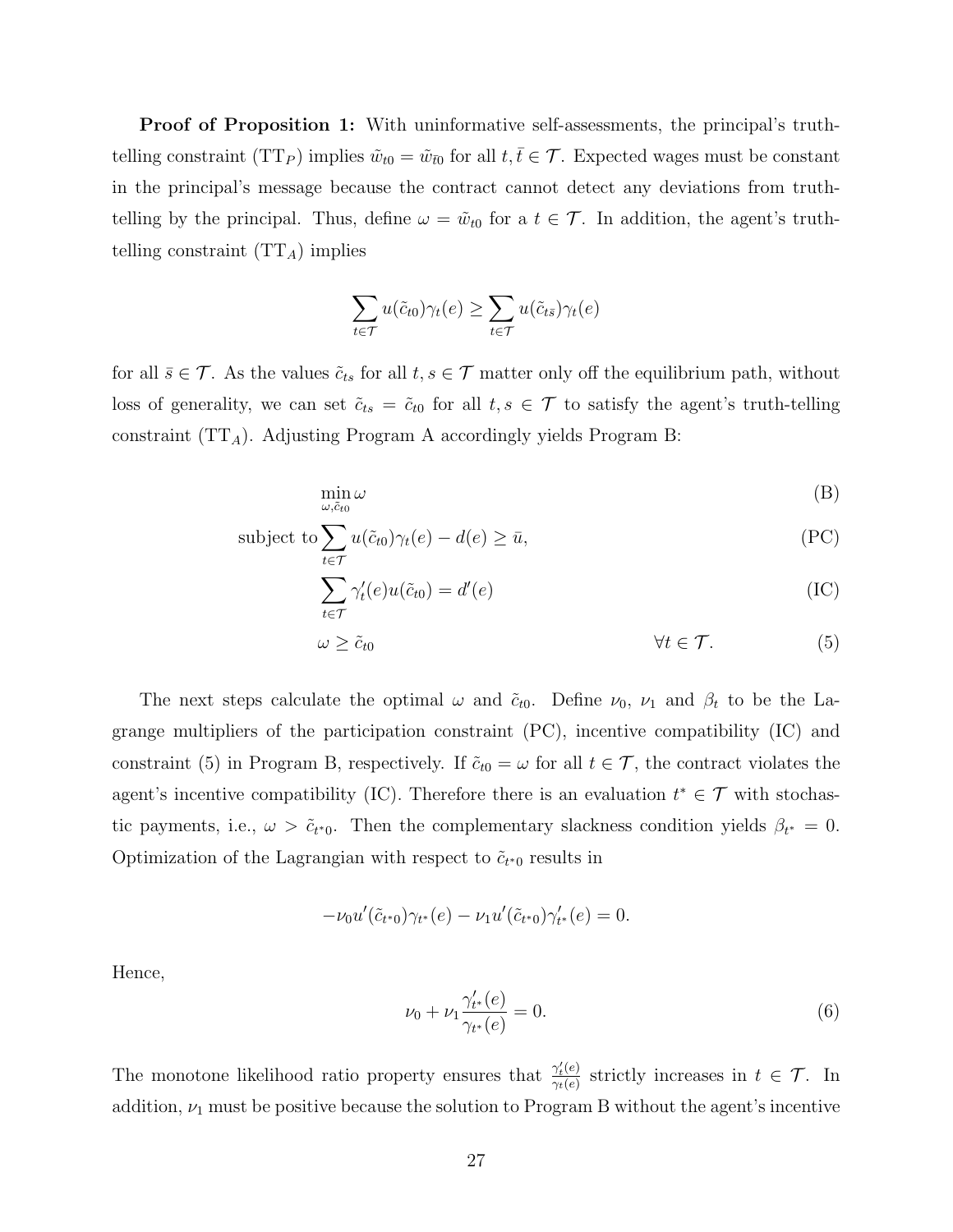**Proof of Proposition 1:** With uninformative self-assessments, the principal's truth-telling constraint ($\text{TT}_P$) implies $\tilde{w}_{t0} = \tilde{w}_{\bar{t}0}$ for all $t, \bar{t} \in \mathcal{T}$. Expected wages must be constant in the principal's message because the contract cannot detect any deviations from truth-telling by the principal. Thus, define $\omega = \tilde{w}_{t0}$ for a $t \in \mathcal{T}$. In addition, the agent's truth-telling constraint ($\text{TT}_A$) implies

$$\sum_{t \in \mathcal{T}} u(\tilde{c}_{t0})\gamma_t(e) \geq \sum_{t \in \mathcal{T}} u(\tilde{c}_{t\bar{s}})\gamma_t(e)$$

for all $\bar{s} \in \mathcal{T}$. As the values $\tilde{c}_{ts}$ for all $t, s \in \mathcal{T}$ matter only off the equilibrium path, without loss of generality, we can set $\tilde{c}_{ts} = \tilde{c}_{t0}$ for all $t, s \in \mathcal{T}$ to satisfy the agent's truth-telling constraint ($\text{TT}_A$). Adjusting Program A accordingly yields Program B:

$$\min_{\omega, \tilde{c}_{t0}} \omega \tag{B}$$

$$\text{subject to} \sum_{t \in \mathcal{T}} u(\tilde{c}_{t0})\gamma_t(e) - d(e) \geq \bar{u}, \tag{PC}$$

$$\sum_{t \in \mathcal{T}} \gamma_t'(e) u(\tilde{c}_{t0}) = d'(e) \tag{IC}$$

$$\omega \geq \tilde{c}_{t0} \qquad \forall t \in \mathcal{T}. \tag{5}$$

The next steps calculate the optimal $\omega$ and $\tilde{c}_{t0}$. Define $\nu_0$, $\nu_1$ and $\beta_t$ to be the Lagrange multipliers of the participation constraint (PC), incentive compatibility (IC) and constraint (5) in Program B, respectively. If $\tilde{c}_{t0} = \omega$ for all $t \in \mathcal{T}$, the contract violates the agent's incentive compatibility (IC). Therefore there is an evaluation $t^* \in \mathcal{T}$ with stochastic payments, i.e., $\omega > \tilde{c}_{t^*0}$. Then the complementary slackness condition yields $\beta_{t^*} = 0$. Optimization of the Lagrangian with respect to $\tilde{c}_{t^*0}$ results in

$$-\nu_0 u'(\tilde{c}_{t^*0})\gamma_{t^*}(e) - \nu_1 u'(\tilde{c}_{t^*0})\gamma_{t^*}'(e) = 0.$$

Hence,

$$\nu_0 + \nu_1 \frac{\gamma_{t^*}'(e)}{\gamma_{t^*}(e)} = 0. \tag{6}$$

The monotone likelihood ratio property ensures that $\frac{\gamma_t'(e)}{\gamma_t(e)}$ strictly increases in $t \in \mathcal{T}$. In addition, $\nu_1$ must be positive because the solution to Program B without the agent's incentive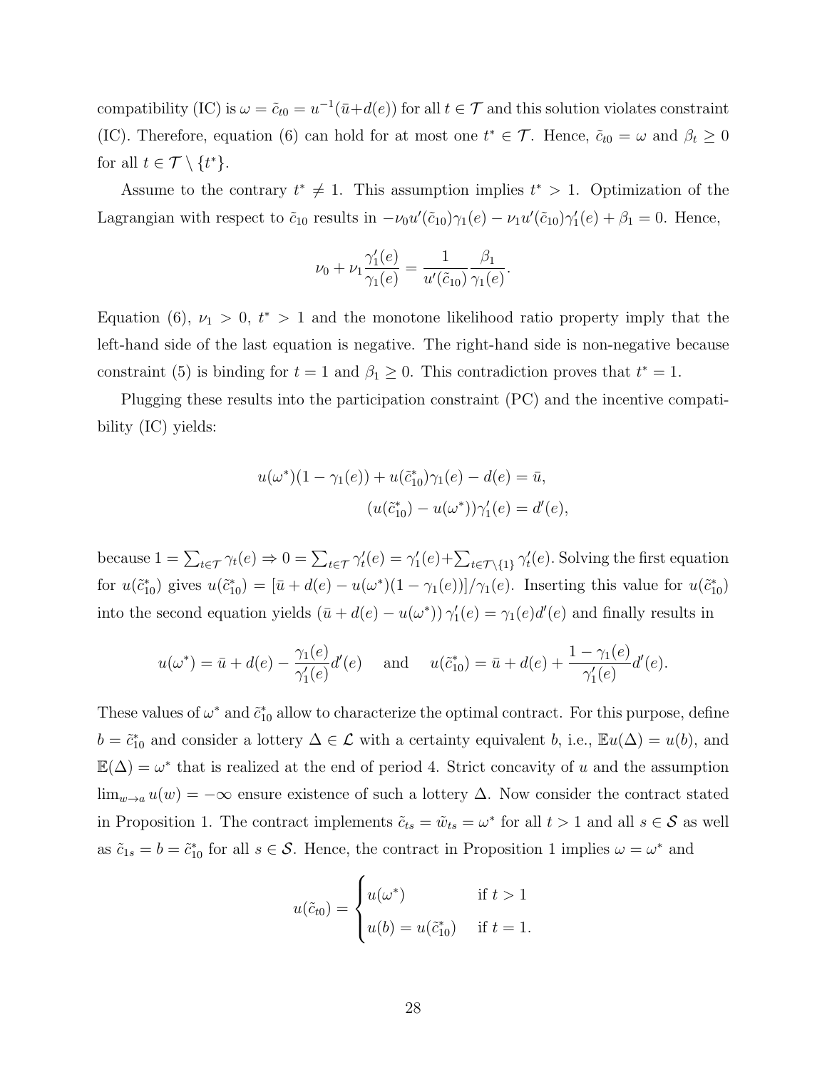compatibility (IC) is $\omega = \tilde{c}_{t0} = u^{-1}(\bar{u}+d(e))$ for all $t \in \mathcal{T}$ and this solution violates constraint (IC). Therefore, equation (6) can hold for at most one $t^* \in \mathcal{T}$. Hence, $\tilde{c}_{t0} = \omega$ and $\beta_t \geq 0$ for all $t \in \mathcal{T} \setminus \{t^*\}$.

Assume to the contrary $t^* \neq 1$. This assumption implies $t^* > 1$. Optimization of the Lagrangian with respect to $\tilde{c}_{10}$ results in $-\nu_0 u'(\tilde{c}_{10})\gamma_1(e) - \nu_1 u'(\tilde{c}_{10})\gamma_1'(e) + \beta_1 = 0$. Hence,

$$\nu_0 + \nu_1 \frac{\gamma_1'(e)}{\gamma_1(e)} = \frac{1}{u'(\tilde{c}_{10})} \frac{\beta_1}{\gamma_1(e)}.$$

Equation (6), $\nu_1 > 0$, $t^* > 1$ and the monotone likelihood ratio property imply that the left-hand side of the last equation is negative. The right-hand side is non-negative because constraint (5) is binding for $t = 1$ and $\beta_1 \geq 0$. This contradiction proves that $t^* = 1$.

Plugging these results into the participation constraint (PC) and the incentive compatibility (IC) yields:

$$u(\omega^*)(1 - \gamma_1(e)) + u(\tilde{c}_{10}^*)\gamma_1(e) - d(e) = \bar{u},$$
$$(u(\tilde{c}_{10}^*) - u(\omega^*))\gamma_1'(e) = d'(e),$$

because $1 = \sum_{t \in \mathcal{T}} \gamma_t(e) \Rightarrow 0 = \sum_{t \in \mathcal{T}} \gamma_t'(e) = \gamma_1'(e) + \sum_{t \in \mathcal{T} \setminus \{1\}} \gamma_t'(e)$. Solving the first equation for $u(\tilde{c}_{10}^*)$ gives $u(\tilde{c}_{10}^*) = [\bar{u} + d(e) - u(\omega^*)(1 - \gamma_1(e))]/\gamma_1(e)$. Inserting this value for $u(\tilde{c}_{10}^*)$ into the second equation yields $(\bar{u} + d(e) - u(\omega^*))\,\gamma_1'(e) = \gamma_1(e)d'(e)$ and finally results in

$$u(\omega^*) = \bar{u} + d(e) - \frac{\gamma_1(e)}{\gamma_1'(e)}d'(e) \quad \text{and} \quad u(\tilde{c}_{10}^*) = \bar{u} + d(e) + \frac{1 - \gamma_1(e)}{\gamma_1'(e)}d'(e).$$

These values of $\omega^*$ and $\tilde{c}_{10}^*$ allow to characterize the optimal contract. For this purpose, define $b = \tilde{c}_{10}^*$ and consider a lottery $\Delta \in \mathcal{L}$ with a certainty equivalent $b$, i.e., $\mathbb{E}u(\Delta) = u(b)$, and $\mathbb{E}(\Delta) = \omega^*$ that is realized at the end of period 4. Strict concavity of $u$ and the assumption $\lim_{w \to a} u(w) = -\infty$ ensure existence of such a lottery $\Delta$. Now consider the contract stated in Proposition 1. The contract implements $\tilde{c}_{ts} = \tilde{w}_{ts} = \omega^*$ for all $t > 1$ and all $s \in \mathcal{S}$ as well as $\tilde{c}_{1s} = b = \tilde{c}_{10}^*$ for all $s \in \mathcal{S}$. Hence, the contract in Proposition 1 implies $\omega = \omega^*$ and

$$u(\tilde{c}_{t0}) = \begin{cases} u(\omega^*) & \text{if } t > 1 \\ u(b) = u(\tilde{c}_{10}^*) & \text{if } t = 1. \end{cases}$$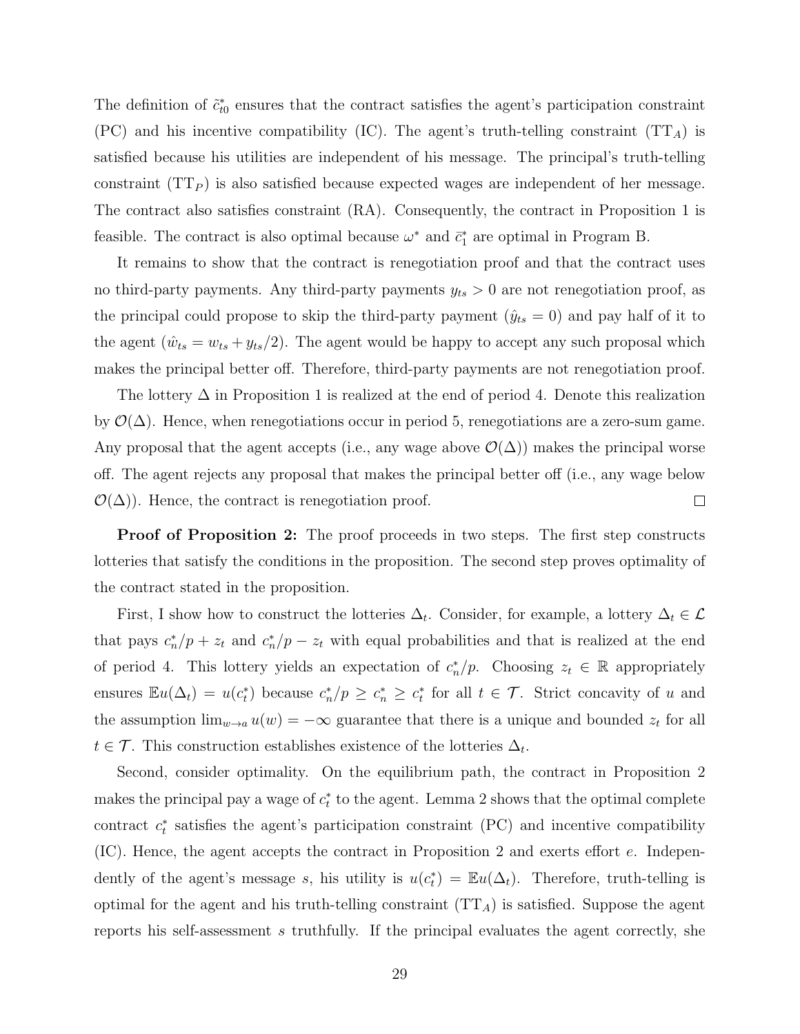The definition of $\tilde{c}^*_{t0}$ ensures that the contract satisfies the agent's participation constraint (PC) and his incentive compatibility (IC). The agent's truth-telling constraint ($\text{TT}_A$) is satisfied because his utilities are independent of his message. The principal's truth-telling constraint ($\text{TT}_P$) is also satisfied because expected wages are independent of her message. The contract also satisfies constraint (RA). Consequently, the contract in Proposition 1 is feasible. The contract is also optimal because $\omega^*$ and $\bar{c}^*_1$ are optimal in Program B.

It remains to show that the contract is renegotiation proof and that the contract uses no third-party payments. Any third-party payments $y_{ts} > 0$ are not renegotiation proof, as the principal could propose to skip the third-party payment ($\hat{y}_{ts} = 0$) and pay half of it to the agent ($\hat{w}_{ts} = w_{ts} + y_{ts}/2$). The agent would be happy to accept any such proposal which makes the principal better off. Therefore, third-party payments are not renegotiation proof.

The lottery $\Delta$ in Proposition 1 is realized at the end of period 4. Denote this realization by $\mathcal{O}(\Delta)$. Hence, when renegotiations occur in period 5, renegotiations are a zero-sum game. Any proposal that the agent accepts (i.e., any wage above $\mathcal{O}(\Delta)$) makes the principal worse off. The agent rejects any proposal that makes the principal better off (i.e., any wage below $\mathcal{O}(\Delta)$). Hence, the contract is renegotiation proof. $\square$

**Proof of Proposition 2:** The proof proceeds in two steps. The first step constructs lotteries that satisfy the conditions in the proposition. The second step proves optimality of the contract stated in the proposition.

First, I show how to construct the lotteries $\Delta_t$. Consider, for example, a lottery $\Delta_t \in \mathcal{L}$ that pays $c^*_n/p + z_t$ and $c^*_n/p - z_t$ with equal probabilities and that is realized at the end of period 4. This lottery yields an expectation of $c^*_n/p$. Choosing $z_t \in \mathbb{R}$ appropriately ensures $\mathbb{E}u(\Delta_t) = u(c^*_t)$ because $c^*_n/p \geq c^*_n \geq c^*_t$ for all $t \in \mathcal{T}$. Strict concavity of $u$ and the assumption $\lim_{w \to a} u(w) = -\infty$ guarantee that there is a unique and bounded $z_t$ for all $t \in \mathcal{T}$. This construction establishes existence of the lotteries $\Delta_t$.

Second, consider optimality. On the equilibrium path, the contract in Proposition 2 makes the principal pay a wage of $c^*_t$ to the agent. Lemma 2 shows that the optimal complete contract $c^*_t$ satisfies the agent's participation constraint (PC) and incentive compatibility (IC). Hence, the agent accepts the contract in Proposition 2 and exerts effort $e$. Independently of the agent's message $s$, his utility is $u(c^*_t) = \mathbb{E}u(\Delta_t)$. Therefore, truth-telling is optimal for the agent and his truth-telling constraint ($\text{TT}_A$) is satisfied. Suppose the agent reports his self-assessment $s$ truthfully. If the principal evaluates the agent correctly, she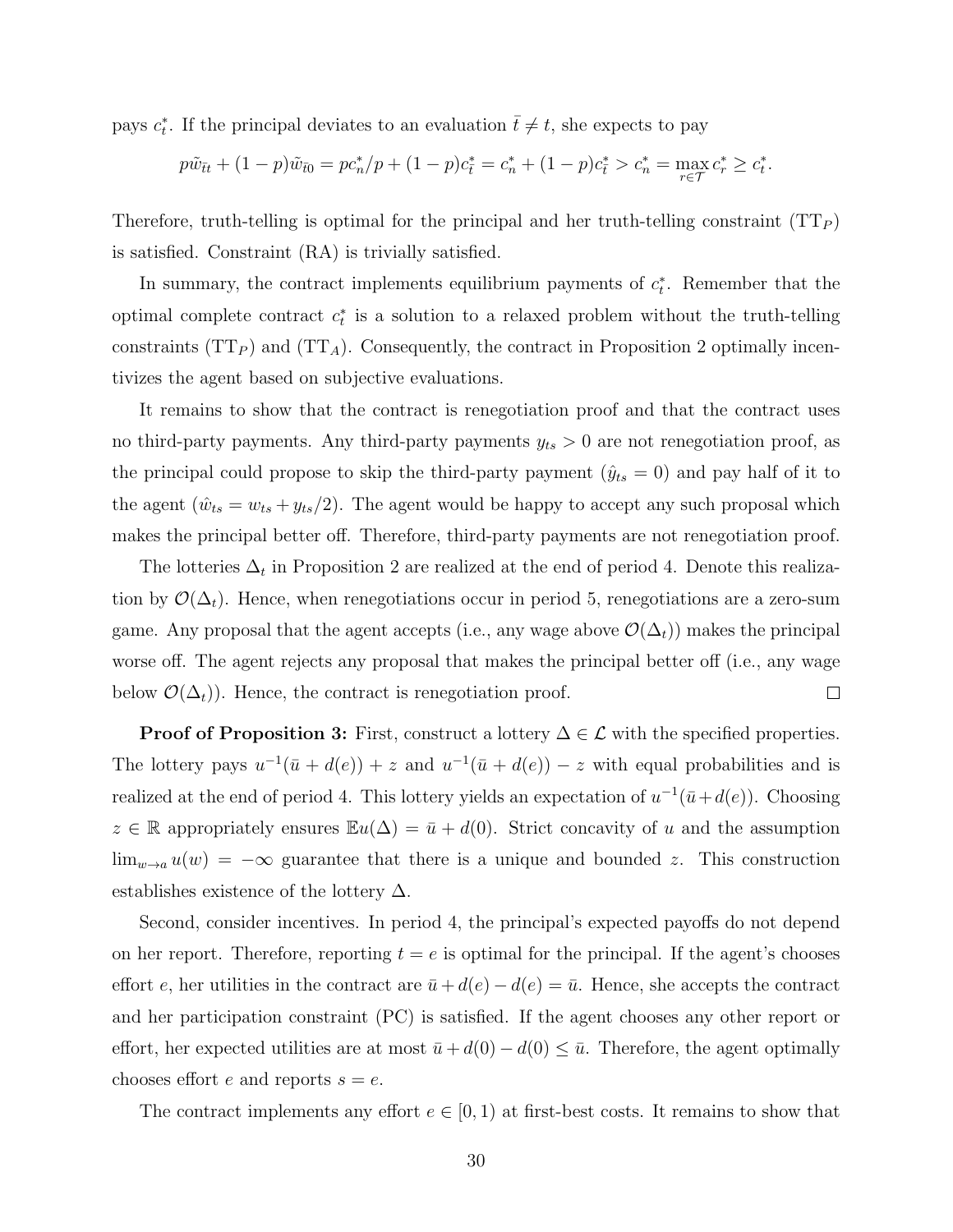pays $c_t^*$. If the principal deviates to an evaluation $\bar{t} \neq t$, she expects to pay

$$p\tilde{w}_{\bar{t}t} + (1-p)\tilde{w}_{\bar{t}0} = pc_n^*/p + (1-p)c_{\bar{t}}^* = c_n^* + (1-p)c_{\bar{t}}^* > c_n^* = \max_{r \in \mathcal{T}} c_r^* \geq c_t^*.$$

Therefore, truth-telling is optimal for the principal and her truth-telling constraint (TT$_P$) is satisfied. Constraint (RA) is trivially satisfied.

In summary, the contract implements equilibrium payments of $c_t^*$. Remember that the optimal complete contract $c_t^*$ is a solution to a relaxed problem without the truth-telling constraints (TT$_P$) and (TT$_A$). Consequently, the contract in Proposition 2 optimally incentivizes the agent based on subjective evaluations.

It remains to show that the contract is renegotiation proof and that the contract uses no third-party payments. Any third-party payments $y_{ts} > 0$ are not renegotiation proof, as the principal could propose to skip the third-party payment ($\hat{y}_{ts} = 0$) and pay half of it to the agent ($\hat{w}_{ts} = w_{ts} + y_{ts}/2$). The agent would be happy to accept any such proposal which makes the principal better off. Therefore, third-party payments are not renegotiation proof.

The lotteries $\Delta_t$ in Proposition 2 are realized at the end of period 4. Denote this realization by $\mathcal{O}(\Delta_t)$. Hence, when renegotiations occur in period 5, renegotiations are a zero-sum game. Any proposal that the agent accepts (i.e., any wage above $\mathcal{O}(\Delta_t)$) makes the principal worse off. The agent rejects any proposal that makes the principal better off (i.e., any wage below $\mathcal{O}(\Delta_t)$). Hence, the contract is renegotiation proof. □

**Proof of Proposition 3:** First, construct a lottery $\Delta \in \mathcal{L}$ with the specified properties. The lottery pays $u^{-1}(\bar{u} + d(e)) + z$ and $u^{-1}(\bar{u} + d(e)) - z$ with equal probabilities and is realized at the end of period 4. This lottery yields an expectation of $u^{-1}(\bar{u} + d(e))$. Choosing $z \in \mathbb{R}$ appropriately ensures $\mathbb{E}u(\Delta) = \bar{u} + d(0)$. Strict concavity of $u$ and the assumption $\lim_{w \to a} u(w) = -\infty$ guarantee that there is a unique and bounded $z$. This construction establishes existence of the lottery $\Delta$.

Second, consider incentives. In period 4, the principal's expected payoffs do not depend on her report. Therefore, reporting $t = e$ is optimal for the principal. If the agent's chooses effort $e$, her utilities in the contract are $\bar{u} + d(e) - d(e) = \bar{u}$. Hence, she accepts the contract and her participation constraint (PC) is satisfied. If the agent chooses any other report or effort, her expected utilities are at most $\bar{u} + d(0) - d(0) \leq \bar{u}$. Therefore, the agent optimally chooses effort $e$ and reports $s = e$.

The contract implements any effort $e \in [0, 1)$ at first-best costs. It remains to show that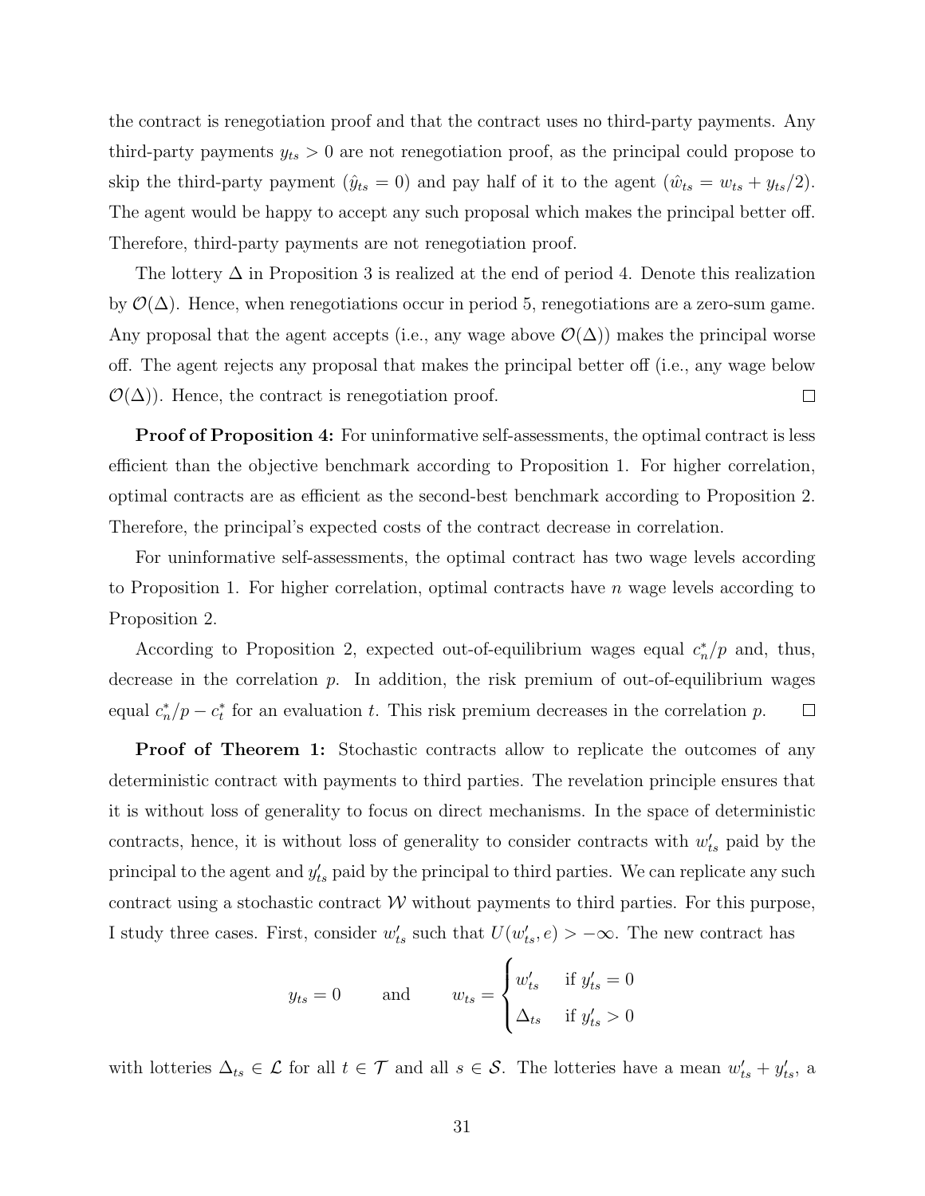the contract is renegotiation proof and that the contract uses no third-party payments. Any third-party payments $y_{ts} > 0$ are not renegotiation proof, as the principal could propose to skip the third-party payment ($\hat{y}_{ts} = 0$) and pay half of it to the agent ($\hat{w}_{ts} = w_{ts} + y_{ts}/2$). The agent would be happy to accept any such proposal which makes the principal better off. Therefore, third-party payments are not renegotiation proof.

The lottery $\Delta$ in Proposition 3 is realized at the end of period 4. Denote this realization by $\mathcal{O}(\Delta)$. Hence, when renegotiations occur in period 5, renegotiations are a zero-sum game. Any proposal that the agent accepts (i.e., any wage above $\mathcal{O}(\Delta)$) makes the principal worse off. The agent rejects any proposal that makes the principal better off (i.e., any wage below $\mathcal{O}(\Delta)$). Hence, the contract is renegotiation proof. □

**Proof of Proposition 4:** For uninformative self-assessments, the optimal contract is less efficient than the objective benchmark according to Proposition 1. For higher correlation, optimal contracts are as efficient as the second-best benchmark according to Proposition 2. Therefore, the principal's expected costs of the contract decrease in correlation.

For uninformative self-assessments, the optimal contract has two wage levels according to Proposition 1. For higher correlation, optimal contracts have $n$ wage levels according to Proposition 2.

According to Proposition 2, expected out-of-equilibrium wages equal $c_n^*/p$ and, thus, decrease in the correlation $p$. In addition, the risk premium of out-of-equilibrium wages equal $c_n^*/p - c_t^*$ for an evaluation $t$. This risk premium decreases in the correlation $p$. □

**Proof of Theorem 1:** Stochastic contracts allow to replicate the outcomes of any deterministic contract with payments to third parties. The revelation principle ensures that it is without loss of generality to focus on direct mechanisms. In the space of deterministic contracts, hence, it is without loss of generality to consider contracts with $w'_{ts}$ paid by the principal to the agent and $y'_{ts}$ paid by the principal to third parties. We can replicate any such contract using a stochastic contract $\mathcal{W}$ without payments to third parties. For this purpose, I study three cases. First, consider $w'_{ts}$ such that $U(w'_{ts}, e) > -\infty$. The new contract has

$$y_{ts} = 0 \qquad \text{and} \qquad w_{ts} = \begin{cases} w'_{ts} & \text{if } y'_{ts} = 0 \\ \Delta_{ts} & \text{if } y'_{ts} > 0 \end{cases}$$

with lotteries $\Delta_{ts} \in \mathcal{L}$ for all $t \in \mathcal{T}$ and all $s \in \mathcal{S}$. The lotteries have a mean $w'_{ts} + y'_{ts}$, a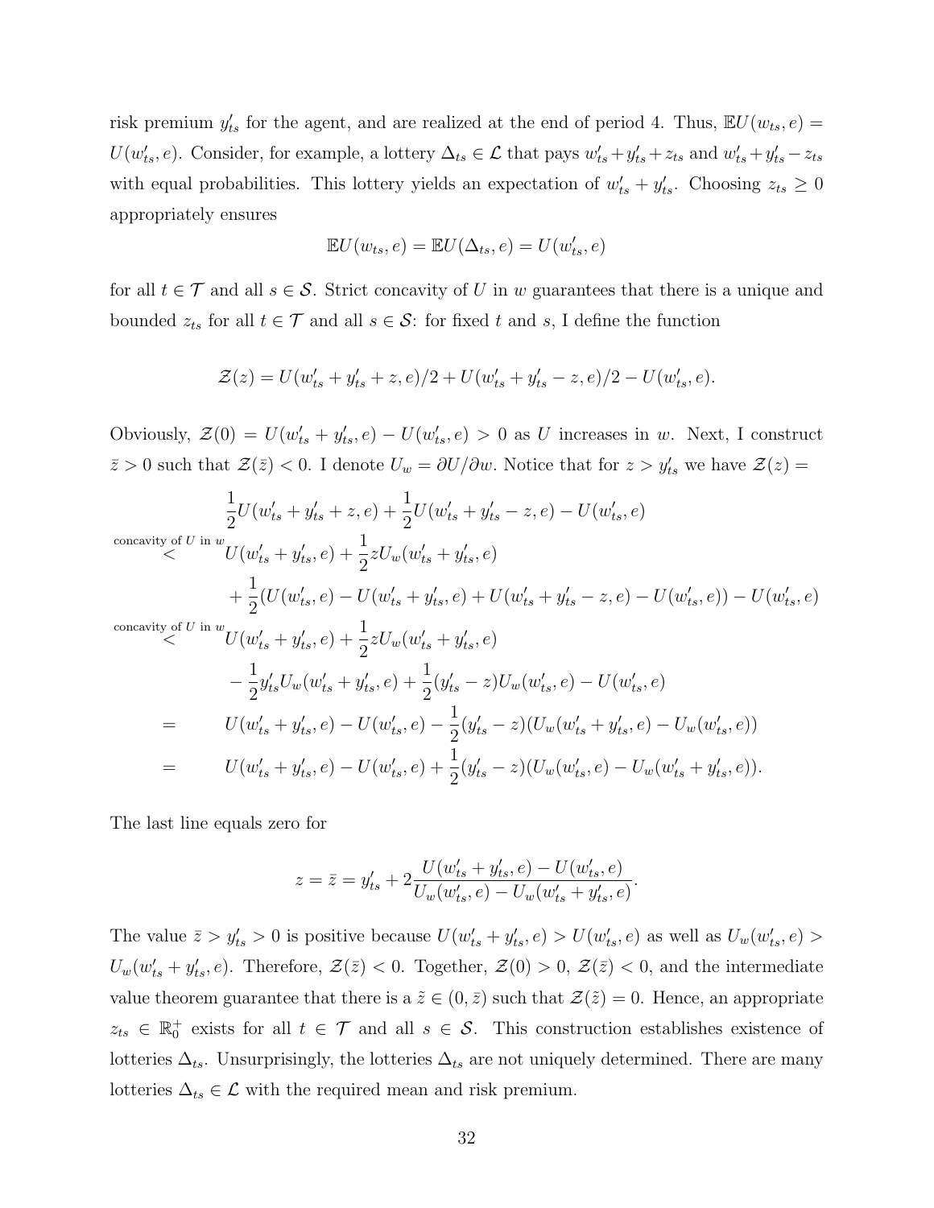risk premium $y'_{ts}$ for the agent, and are realized at the end of period 4. Thus, $\mathbb{E}U(w_{ts}, e) = U(w'_{ts}, e)$. Consider, for example, a lottery $\Delta_{ts} \in \mathcal{L}$ that pays $w'_{ts} + y'_{ts} + z_{ts}$ and $w'_{ts} + y'_{ts} - z_{ts}$ with equal probabilities. This lottery yields an expectation of $w'_{ts} + y'_{ts}$. Choosing $z_{ts} \geq 0$ appropriately ensures

$$\mathbb{E}U(w_{ts}, e) = \mathbb{E}U(\Delta_{ts}, e) = U(w'_{ts}, e)$$

for all $t \in \mathcal{T}$ and all $s \in \mathcal{S}$. Strict concavity of $U$ in $w$ guarantees that there is a unique and bounded $z_{ts}$ for all $t \in \mathcal{T}$ and all $s \in \mathcal{S}$: for fixed $t$ and $s$, I define the function

$$\mathcal{Z}(z) = U(w'_{ts} + y'_{ts} + z, e)/2 + U(w'_{ts} + y'_{ts} - z, e)/2 - U(w'_{ts}, e).$$

Obviously, $\mathcal{Z}(0) = U(w'_{ts} + y'_{ts}, e) - U(w'_{ts}, e) > 0$ as $U$ increases in $w$. Next, I construct $\bar{z} > 0$ such that $\mathcal{Z}(\bar{z}) < 0$. I denote $U_w = \partial U / \partial w$. Notice that for $z > y'_{ts}$ we have $\mathcal{Z}(z) =$

$$\begin{aligned}
& \frac{1}{2}U(w'_{ts} + y'_{ts} + z, e) + \frac{1}{2}U(w'_{ts} + y'_{ts} - z, e) - U(w'_{ts}, e) \\
\overset{\text{concavity of } U \text{ in } w}{<} \; & U(w'_{ts} + y'_{ts}, e) + \frac{1}{2}zU_w(w'_{ts} + y'_{ts}, e) \\
& + \frac{1}{2}(U(w'_{ts}, e) - U(w'_{ts} + y'_{ts}, e) + U(w'_{ts} + y'_{ts} - z, e) - U(w'_{ts}, e)) - U(w'_{ts}, e) \\
\overset{\text{concavity of } U \text{ in } w}{<} \; & U(w'_{ts} + y'_{ts}, e) + \frac{1}{2}zU_w(w'_{ts} + y'_{ts}, e) \\
& - \frac{1}{2}y'_{ts}U_w(w'_{ts} + y'_{ts}, e) + \frac{1}{2}(y'_{ts} - z)U_w(w'_{ts}, e) - U(w'_{ts}, e) \\
= \; & U(w'_{ts} + y'_{ts}, e) - U(w'_{ts}, e) - \frac{1}{2}(y'_{ts} - z)(U_w(w'_{ts} + y'_{ts}, e) - U_w(w'_{ts}, e)) \\
= \; & U(w'_{ts} + y'_{ts}, e) - U(w'_{ts}, e) + \frac{1}{2}(y'_{ts} - z)(U_w(w'_{ts}, e) - U_w(w'_{ts} + y'_{ts}, e)).
\end{aligned}$$

The last line equals zero for

$$z = \bar{z} = y'_{ts} + 2\frac{U(w'_{ts} + y'_{ts}, e) - U(w'_{ts}, e)}{U_w(w'_{ts}, e) - U_w(w'_{ts} + y'_{ts}, e)}.$$

The value $\bar{z} > y'_{ts} > 0$ is positive because $U(w'_{ts} + y'_{ts}, e) > U(w'_{ts}, e)$ as well as $U_w(w'_{ts}, e) > U_w(w'_{ts} + y'_{ts}, e)$. Therefore, $\mathcal{Z}(\bar{z}) < 0$. Together, $\mathcal{Z}(0) > 0$, $\mathcal{Z}(\bar{z}) < 0$, and the intermediate value theorem guarantee that there is a $\tilde{z} \in (0, \bar{z})$ such that $\mathcal{Z}(\tilde{z}) = 0$. Hence, an appropriate $z_{ts} \in \mathbb{R}^+_0$ exists for all $t \in \mathcal{T}$ and all $s \in \mathcal{S}$. This construction establishes existence of lotteries $\Delta_{ts}$. Unsurprisingly, the lotteries $\Delta_{ts}$ are not uniquely determined. There are many lotteries $\Delta_{ts} \in \mathcal{L}$ with the required mean and risk premium.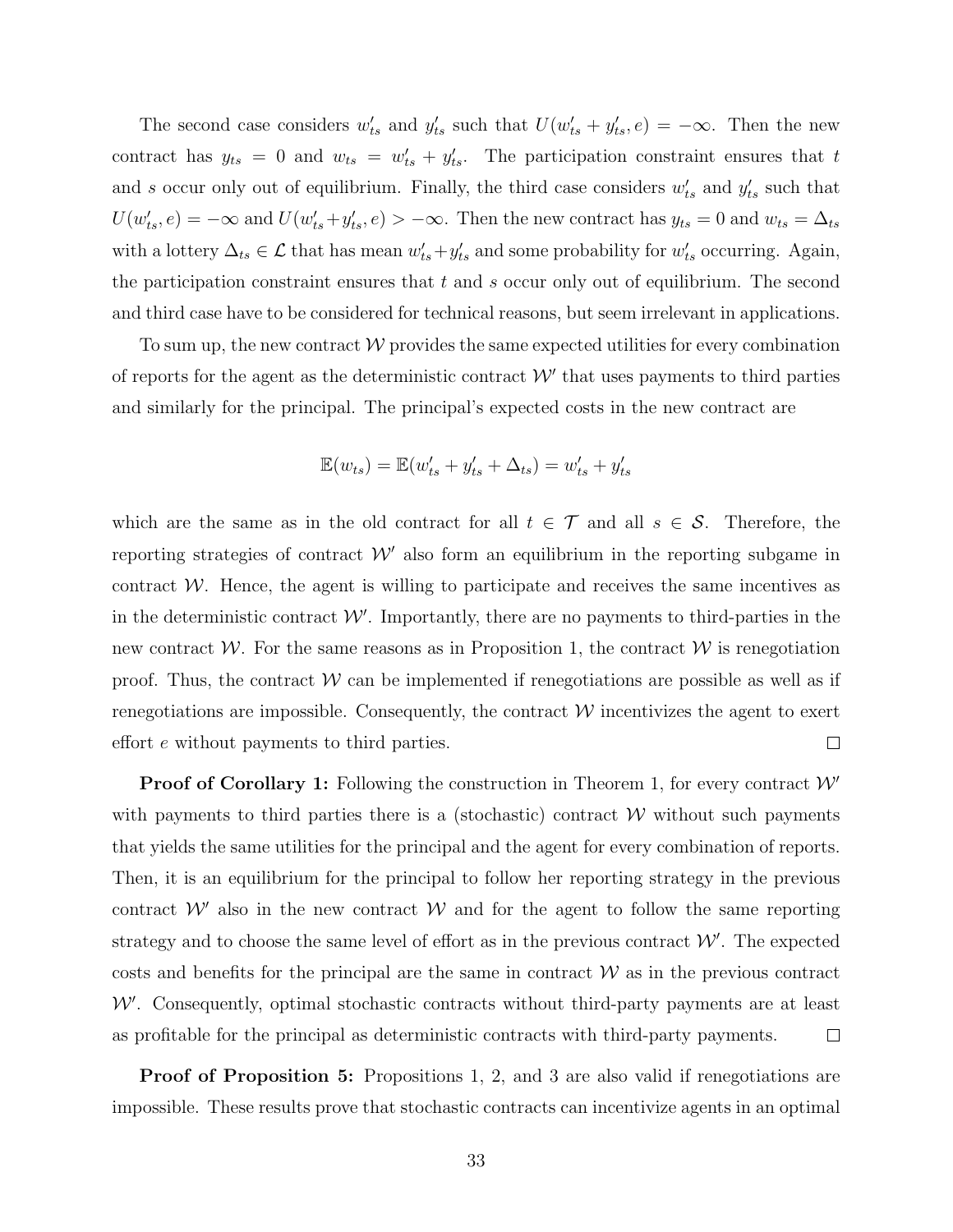The second case considers $w'_{ts}$ and $y'_{ts}$ such that $U(w'_{ts} + y'_{ts}, e) = -\infty$. Then the new contract has $y_{ts} = 0$ and $w_{ts} = w'_{ts} + y'_{ts}$. The participation constraint ensures that $t$ and $s$ occur only out of equilibrium. Finally, the third case considers $w'_{ts}$ and $y'_{ts}$ such that $U(w'_{ts}, e) = -\infty$ and $U(w'_{ts}+y'_{ts}, e) > -\infty$. Then the new contract has $y_{ts} = 0$ and $w_{ts} = \Delta_{ts}$ with a lottery $\Delta_{ts} \in \mathcal{L}$ that has mean $w'_{ts}+y'_{ts}$ and some probability for $w'_{ts}$ occurring. Again, the participation constraint ensures that $t$ and $s$ occur only out of equilibrium. The second and third case have to be considered for technical reasons, but seem irrelevant in applications.

To sum up, the new contract $\mathcal{W}$ provides the same expected utilities for every combination of reports for the agent as the deterministic contract $\mathcal{W}'$ that uses payments to third parties and similarly for the principal. The principal's expected costs in the new contract are

$$\mathbb{E}(w_{ts}) = \mathbb{E}(w'_{ts} + y'_{ts} + \Delta_{ts}) = w'_{ts} + y'_{ts}$$

which are the same as in the old contract for all $t \in \mathcal{T}$ and all $s \in \mathcal{S}$. Therefore, the reporting strategies of contract $\mathcal{W}'$ also form an equilibrium in the reporting subgame in contract $\mathcal{W}$. Hence, the agent is willing to participate and receives the same incentives as in the deterministic contract $\mathcal{W}'$. Importantly, there are no payments to third-parties in the new contract $\mathcal{W}$. For the same reasons as in Proposition 1, the contract $\mathcal{W}$ is renegotiation proof. Thus, the contract $\mathcal{W}$ can be implemented if renegotiations are possible as well as if renegotiations are impossible. Consequently, the contract $\mathcal{W}$ incentivizes the agent to exert effort $e$ without payments to third parties. □

**Proof of Corollary 1:** Following the construction in Theorem 1, for every contract $\mathcal{W}'$ with payments to third parties there is a (stochastic) contract $\mathcal{W}$ without such payments that yields the same utilities for the principal and the agent for every combination of reports. Then, it is an equilibrium for the principal to follow her reporting strategy in the previous contract $\mathcal{W}'$ also in the new contract $\mathcal{W}$ and for the agent to follow the same reporting strategy and to choose the same level of effort as in the previous contract $\mathcal{W}'$. The expected costs and benefits for the principal are the same in contract $\mathcal{W}$ as in the previous contract $\mathcal{W}'$. Consequently, optimal stochastic contracts without third-party payments are at least as profitable for the principal as deterministic contracts with third-party payments. □

**Proof of Proposition 5:** Propositions 1, 2, and 3 are also valid if renegotiations are impossible. These results prove that stochastic contracts can incentivize agents in an optimal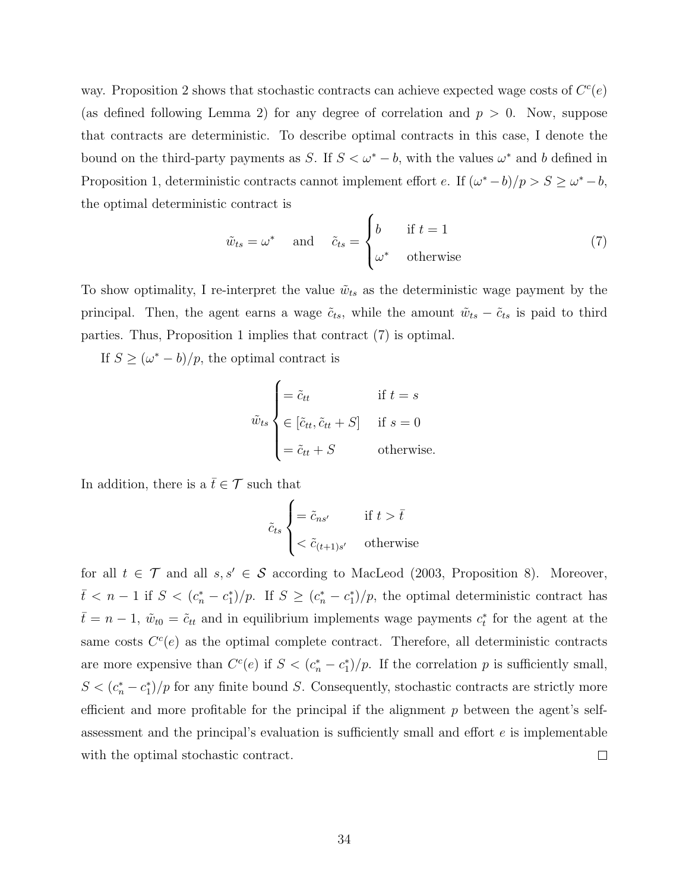way. Proposition 2 shows that stochastic contracts can achieve expected wage costs of $C^c(e)$ (as defined following Lemma 2) for any degree of correlation and $p > 0$. Now, suppose that contracts are deterministic. To describe optimal contracts in this case, I denote the bound on the third-party payments as $S$. If $S < \omega^* - b$, with the values $\omega^*$ and $b$ defined in Proposition 1, deterministic contracts cannot implement effort $e$. If $(\omega^* - b)/p > S \geq \omega^* - b$, the optimal deterministic contract is

$$\tilde{w}_{ts} = \omega^* \quad \text{and} \quad \tilde{c}_{ts} = \begin{cases} b & \text{if } t = 1 \\ \omega^* & \text{otherwise} \end{cases} \tag{7}$$

To show optimality, I re-interpret the value $\tilde{w}_{ts}$ as the deterministic wage payment by the principal. Then, the agent earns a wage $\tilde{c}_{ts}$, while the amount $\tilde{w}_{ts} - \tilde{c}_{ts}$ is paid to third parties. Thus, Proposition 1 implies that contract (7) is optimal.

If $S \geq (\omega^* - b)/p$, the optimal contract is

$$\tilde{w}_{ts} \begin{cases} = \tilde{c}_{tt} & \text{if } t = s \\ \in [\tilde{c}_{tt}, \tilde{c}_{tt} + S] & \text{if } s = 0 \\ = \tilde{c}_{tt} + S & \text{otherwise.} \end{cases}$$

In addition, there is a $\bar{t} \in \mathcal{T}$ such that

$$\tilde{c}_{ts} \begin{cases} = \tilde{c}_{ns'} & \text{if } t > \bar{t} \\ < \tilde{c}_{(t+1)s'} & \text{otherwise} \end{cases}$$

for all $t \in \mathcal{T}$ and all $s, s' \in \mathcal{S}$ according to MacLeod (2003, Proposition 8). Moreover, $\bar{t} < n - 1$ if $S < (c_n^* - c_1^*)/p$. If $S \geq (c_n^* - c_1^*)/p$, the optimal deterministic contract has $\bar{t} = n - 1$, $\tilde{w}_{t0} = \tilde{c}_{tt}$ and in equilibrium implements wage payments $c_t^*$ for the agent at the same costs $C^c(e)$ as the optimal complete contract. Therefore, all deterministic contracts are more expensive than $C^c(e)$ if $S < (c_n^* - c_1^*)/p$. If the correlation $p$ is sufficiently small, $S < (c_n^* - c_1^*)/p$ for any finite bound $S$. Consequently, stochastic contracts are strictly more efficient and more profitable for the principal if the alignment $p$ between the agent's self-assessment and the principal's evaluation is sufficiently small and effort $e$ is implementable with the optimal stochastic contract. □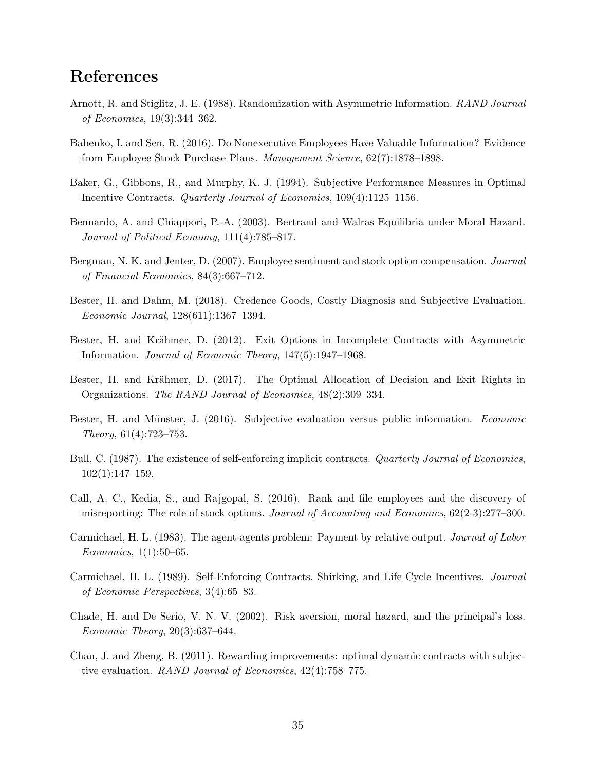# References

Arnott, R. and Stiglitz, J. E. (1988). Randomization with Asymmetric Information. *RAND Journal of Economics*, 19(3):344–362.

Babenko, I. and Sen, R. (2016). Do Nonexecutive Employees Have Valuable Information? Evidence from Employee Stock Purchase Plans. *Management Science*, 62(7):1878–1898.

Baker, G., Gibbons, R., and Murphy, K. J. (1994). Subjective Performance Measures in Optimal Incentive Contracts. *Quarterly Journal of Economics*, 109(4):1125–1156.

Bennardo, A. and Chiappori, P.-A. (2003). Bertrand and Walras Equilibria under Moral Hazard. *Journal of Political Economy*, 111(4):785–817.

Bergman, N. K. and Jenter, D. (2007). Employee sentiment and stock option compensation. *Journal of Financial Economics*, 84(3):667–712.

Bester, H. and Dahm, M. (2018). Credence Goods, Costly Diagnosis and Subjective Evaluation. *Economic Journal*, 128(611):1367–1394.

Bester, H. and Krähmer, D. (2012). Exit Options in Incomplete Contracts with Asymmetric Information. *Journal of Economic Theory*, 147(5):1947–1968.

Bester, H. and Krähmer, D. (2017). The Optimal Allocation of Decision and Exit Rights in Organizations. *The RAND Journal of Economics*, 48(2):309–334.

Bester, H. and Münster, J. (2016). Subjective evaluation versus public information. *Economic Theory*, 61(4):723–753.

Bull, C. (1987). The existence of self-enforcing implicit contracts. *Quarterly Journal of Economics*, 102(1):147–159.

Call, A. C., Kedia, S., and Rajgopal, S. (2016). Rank and file employees and the discovery of misreporting: The role of stock options. *Journal of Accounting and Economics*, 62(2-3):277–300.

Carmichael, H. L. (1983). The agent-agents problem: Payment by relative output. *Journal of Labor Economics*, 1(1):50–65.

Carmichael, H. L. (1989). Self-Enforcing Contracts, Shirking, and Life Cycle Incentives. *Journal of Economic Perspectives*, 3(4):65–83.

Chade, H. and De Serio, V. N. V. (2002). Risk aversion, moral hazard, and the principal's loss. *Economic Theory*, 20(3):637–644.

Chan, J. and Zheng, B. (2011). Rewarding improvements: optimal dynamic contracts with subjective evaluation. *RAND Journal of Economics*, 42(4):758–775.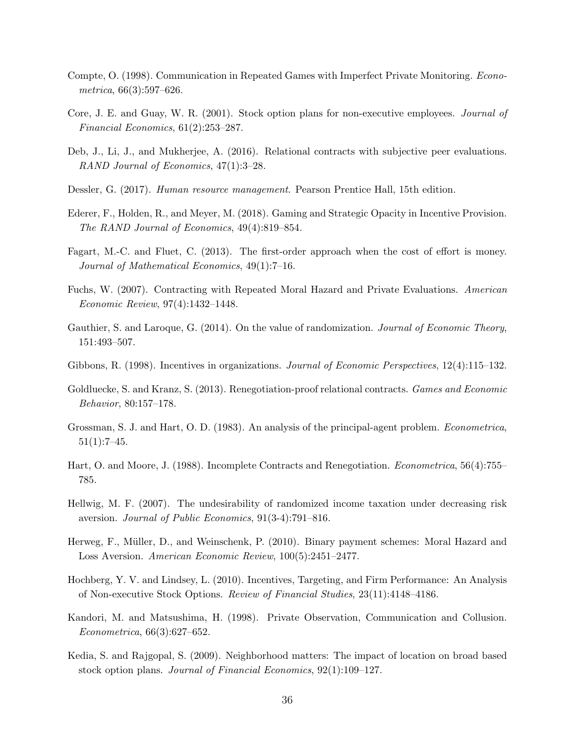Compte, O. (1998). Communication in Repeated Games with Imperfect Private Monitoring. *Econometrica*, 66(3):597–626.

Core, J. E. and Guay, W. R. (2001). Stock option plans for non-executive employees. *Journal of Financial Economics*, 61(2):253–287.

Deb, J., Li, J., and Mukherjee, A. (2016). Relational contracts with subjective peer evaluations. *RAND Journal of Economics*, 47(1):3–28.

Dessler, G. (2017). *Human resource management*. Pearson Prentice Hall, 15th edition.

Ederer, F., Holden, R., and Meyer, M. (2018). Gaming and Strategic Opacity in Incentive Provision. *The RAND Journal of Economics*, 49(4):819–854.

Fagart, M.-C. and Fluet, C. (2013). The first-order approach when the cost of effort is money. *Journal of Mathematical Economics*, 49(1):7–16.

Fuchs, W. (2007). Contracting with Repeated Moral Hazard and Private Evaluations. *American Economic Review*, 97(4):1432–1448.

Gauthier, S. and Laroque, G. (2014). On the value of randomization. *Journal of Economic Theory*, 151:493–507.

Gibbons, R. (1998). Incentives in organizations. *Journal of Economic Perspectives*, 12(4):115–132.

Goldluecke, S. and Kranz, S. (2013). Renegotiation-proof relational contracts. *Games and Economic Behavior*, 80:157–178.

Grossman, S. J. and Hart, O. D. (1983). An analysis of the principal-agent problem. *Econometrica*, 51(1):7–45.

Hart, O. and Moore, J. (1988). Incomplete Contracts and Renegotiation. *Econometrica*, 56(4):755–785.

Hellwig, M. F. (2007). The undesirability of randomized income taxation under decreasing risk aversion. *Journal of Public Economics*, 91(3-4):791–816.

Herweg, F., Müller, D., and Weinschenk, P. (2010). Binary payment schemes: Moral Hazard and Loss Aversion. *American Economic Review*, 100(5):2451–2477.

Hochberg, Y. V. and Lindsey, L. (2010). Incentives, Targeting, and Firm Performance: An Analysis of Non-executive Stock Options. *Review of Financial Studies*, 23(11):4148–4186.

Kandori, M. and Matsushima, H. (1998). Private Observation, Communication and Collusion. *Econometrica*, 66(3):627–652.

Kedia, S. and Rajgopal, S. (2009). Neighborhood matters: The impact of location on broad based stock option plans. *Journal of Financial Economics*, 92(1):109–127.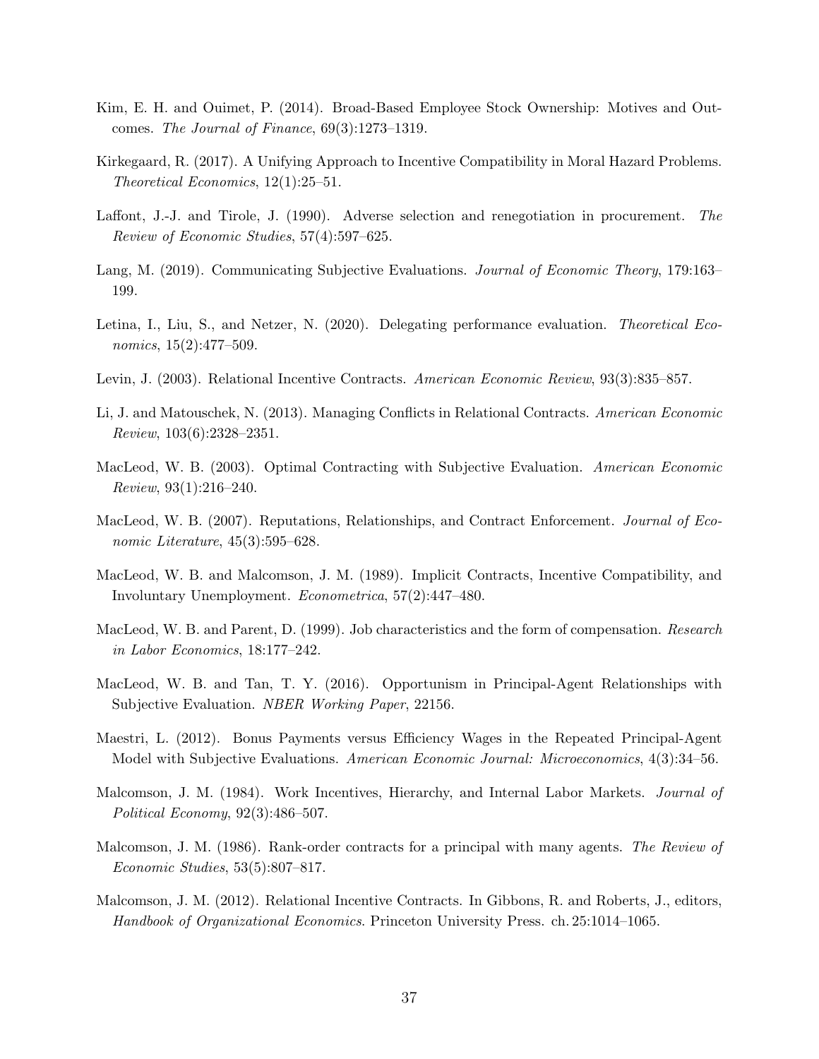Kim, E. H. and Ouimet, P. (2014). Broad-Based Employee Stock Ownership: Motives and Outcomes. *The Journal of Finance*, 69(3):1273–1319.

Kirkegaard, R. (2017). A Unifying Approach to Incentive Compatibility in Moral Hazard Problems. *Theoretical Economics*, 12(1):25–51.

Laffont, J.-J. and Tirole, J. (1990). Adverse selection and renegotiation in procurement. *The Review of Economic Studies*, 57(4):597–625.

Lang, M. (2019). Communicating Subjective Evaluations. *Journal of Economic Theory*, 179:163–199.

Letina, I., Liu, S., and Netzer, N. (2020). Delegating performance evaluation. *Theoretical Economics*, 15(2):477–509.

Levin, J. (2003). Relational Incentive Contracts. *American Economic Review*, 93(3):835–857.

Li, J. and Matouschek, N. (2013). Managing Conflicts in Relational Contracts. *American Economic Review*, 103(6):2328–2351.

MacLeod, W. B. (2003). Optimal Contracting with Subjective Evaluation. *American Economic Review*, 93(1):216–240.

MacLeod, W. B. (2007). Reputations, Relationships, and Contract Enforcement. *Journal of Economic Literature*, 45(3):595–628.

MacLeod, W. B. and Malcomson, J. M. (1989). Implicit Contracts, Incentive Compatibility, and Involuntary Unemployment. *Econometrica*, 57(2):447–480.

MacLeod, W. B. and Parent, D. (1999). Job characteristics and the form of compensation. *Research in Labor Economics*, 18:177–242.

MacLeod, W. B. and Tan, T. Y. (2016). Opportunism in Principal-Agent Relationships with Subjective Evaluation. *NBER Working Paper*, 22156.

Maestri, L. (2012). Bonus Payments versus Efficiency Wages in the Repeated Principal-Agent Model with Subjective Evaluations. *American Economic Journal: Microeconomics*, 4(3):34–56.

Malcomson, J. M. (1984). Work Incentives, Hierarchy, and Internal Labor Markets. *Journal of Political Economy*, 92(3):486–507.

Malcomson, J. M. (1986). Rank-order contracts for a principal with many agents. *The Review of Economic Studies*, 53(5):807–817.

Malcomson, J. M. (2012). Relational Incentive Contracts. In Gibbons, R. and Roberts, J., editors, *Handbook of Organizational Economics*. Princeton University Press. ch. 25:1014–1065.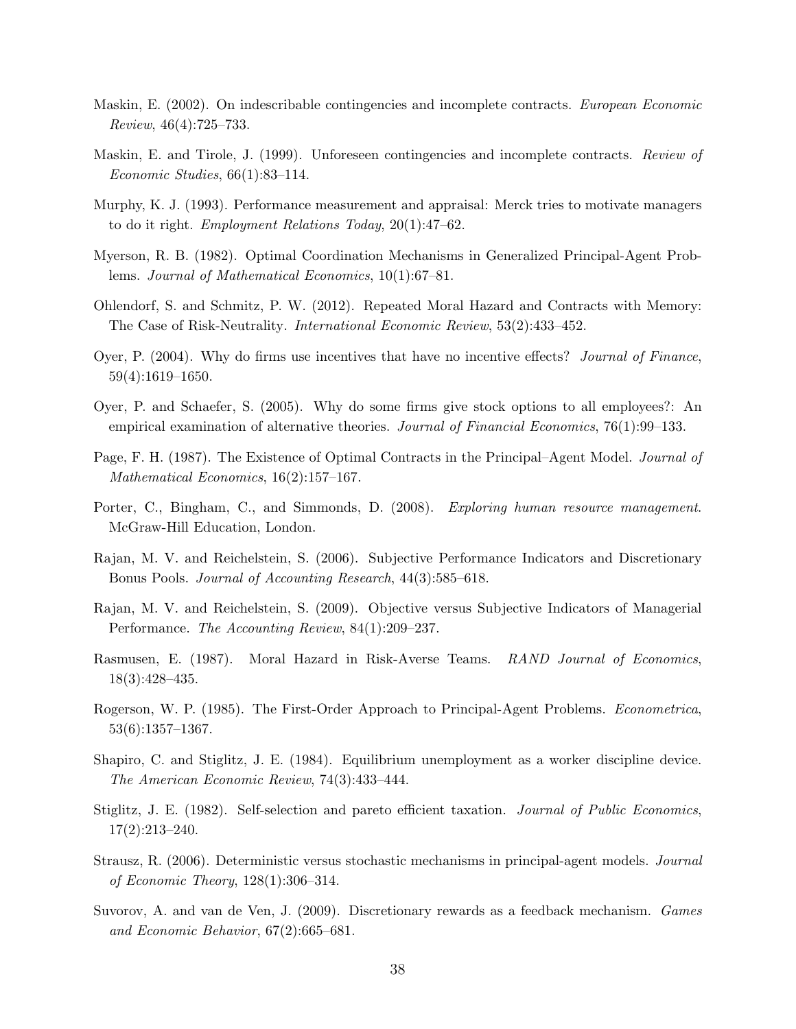Maskin, E. (2002). On indescribable contingencies and incomplete contracts. *European Economic Review*, 46(4):725–733.

Maskin, E. and Tirole, J. (1999). Unforeseen contingencies and incomplete contracts. *Review of Economic Studies*, 66(1):83–114.

Murphy, K. J. (1993). Performance measurement and appraisal: Merck tries to motivate managers to do it right. *Employment Relations Today*, 20(1):47–62.

Myerson, R. B. (1982). Optimal Coordination Mechanisms in Generalized Principal-Agent Problems. *Journal of Mathematical Economics*, 10(1):67–81.

Ohlendorf, S. and Schmitz, P. W. (2012). Repeated Moral Hazard and Contracts with Memory: The Case of Risk-Neutrality. *International Economic Review*, 53(2):433–452.

Oyer, P. (2004). Why do firms use incentives that have no incentive effects? *Journal of Finance*, 59(4):1619–1650.

Oyer, P. and Schaefer, S. (2005). Why do some firms give stock options to all employees?: An empirical examination of alternative theories. *Journal of Financial Economics*, 76(1):99–133.

Page, F. H. (1987). The Existence of Optimal Contracts in the Principal–Agent Model. *Journal of Mathematical Economics*, 16(2):157–167.

Porter, C., Bingham, C., and Simmonds, D. (2008). *Exploring human resource management*. McGraw-Hill Education, London.

Rajan, M. V. and Reichelstein, S. (2006). Subjective Performance Indicators and Discretionary Bonus Pools. *Journal of Accounting Research*, 44(3):585–618.

Rajan, M. V. and Reichelstein, S. (2009). Objective versus Subjective Indicators of Managerial Performance. *The Accounting Review*, 84(1):209–237.

Rasmusen, E. (1987). Moral Hazard in Risk-Averse Teams. *RAND Journal of Economics*, 18(3):428–435.

Rogerson, W. P. (1985). The First-Order Approach to Principal-Agent Problems. *Econometrica*, 53(6):1357–1367.

Shapiro, C. and Stiglitz, J. E. (1984). Equilibrium unemployment as a worker discipline device. *The American Economic Review*, 74(3):433–444.

Stiglitz, J. E. (1982). Self-selection and pareto efficient taxation. *Journal of Public Economics*, 17(2):213–240.

Strausz, R. (2006). Deterministic versus stochastic mechanisms in principal-agent models. *Journal of Economic Theory*, 128(1):306–314.

Suvorov, A. and van de Ven, J. (2009). Discretionary rewards as a feedback mechanism. *Games and Economic Behavior*, 67(2):665–681.